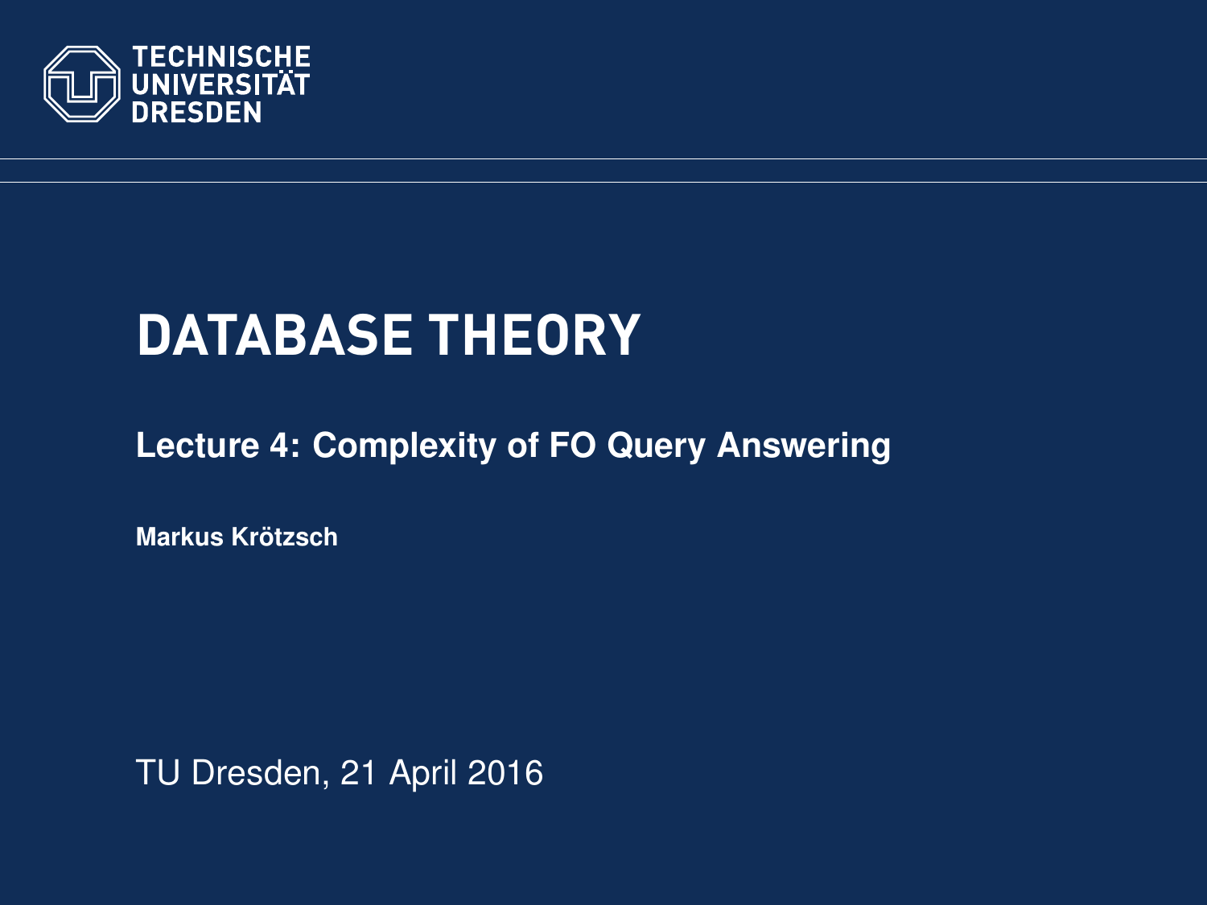TECHNISCHE UNIVERSITÄT DRESDEN

# DATABASE THEORY

## Lecture 4: Complexity of FO Query Answering

**Markus Krötzsch**

TU Dresden, 21 April 2016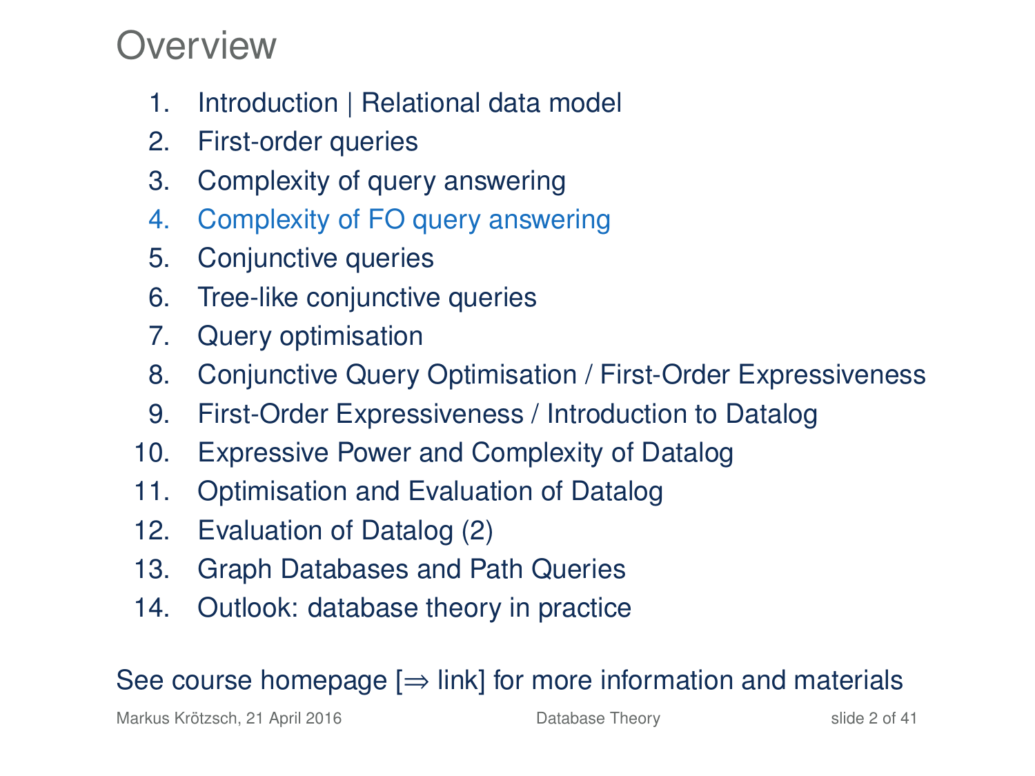# Overview

1. Introduction | Relational data model
2. First-order queries
3. Complexity of query answering
4. Complexity of FO query answering
5. Conjunctive queries
6. Tree-like conjunctive queries
7. Query optimisation
8. Conjunctive Query Optimisation / First-Order Expressiveness
9. First-Order Expressiveness / Introduction to Datalog
10. Expressive Power and Complexity of Datalog
11. Optimisation and Evaluation of Datalog
12. Evaluation of Datalog (2)
13. Graph Databases and Path Queries
14. Outlook: database theory in practice

See course homepage [⇒ link] for more information and materials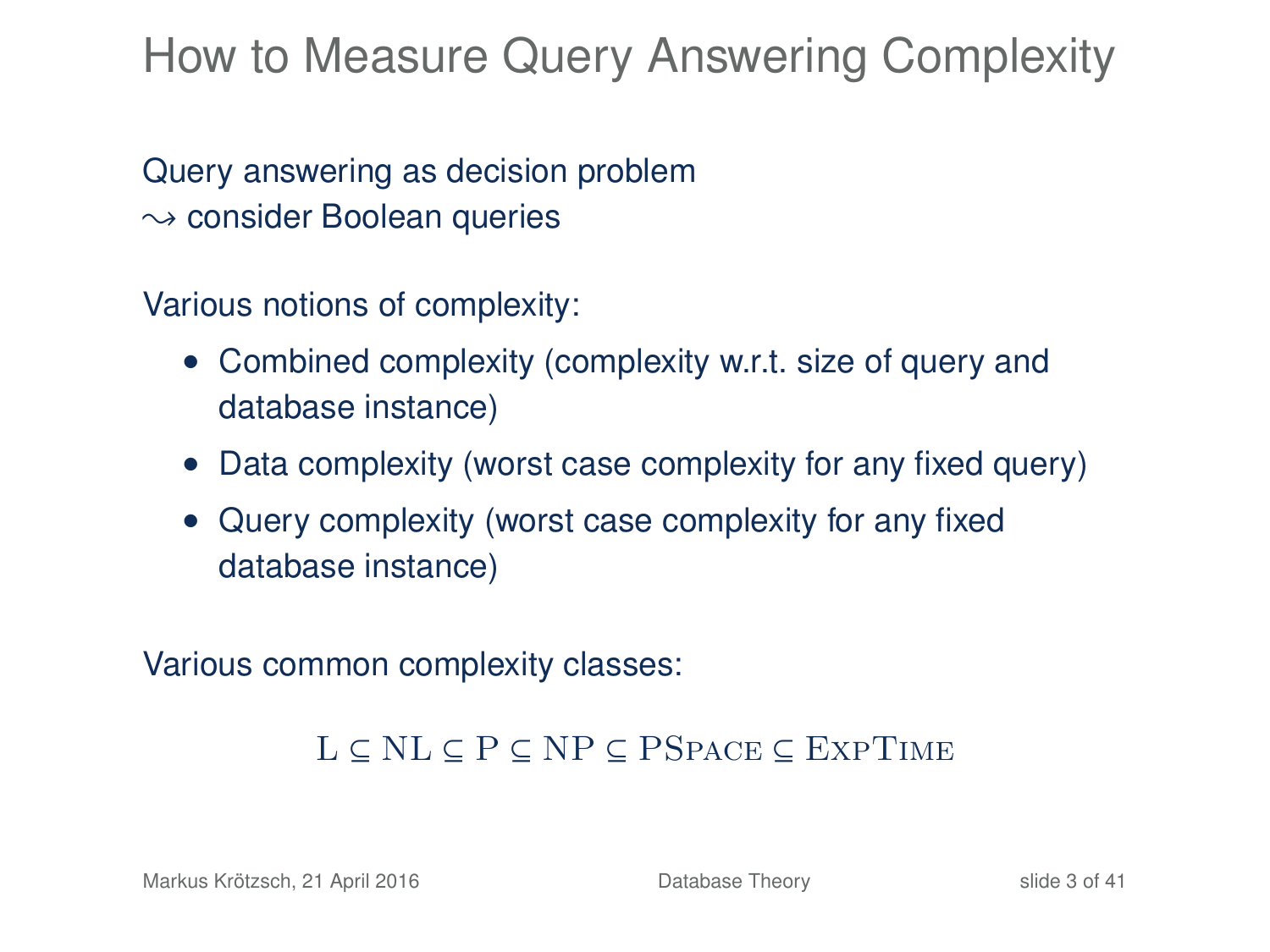# How to Measure Query Answering Complexity

Query answering as decision problem
$\leadsto$ consider Boolean queries

Various notions of complexity:

- Combined complexity (complexity w.r.t. size of query and database instance)
- Data complexity (worst case complexity for any fixed query)
- Query complexity (worst case complexity for any fixed database instance)

Various common complexity classes:

$$\text{L} \subseteq \text{NL} \subseteq \text{P} \subseteq \text{NP} \subseteq \text{PSpace} \subseteq \text{ExpTime}$$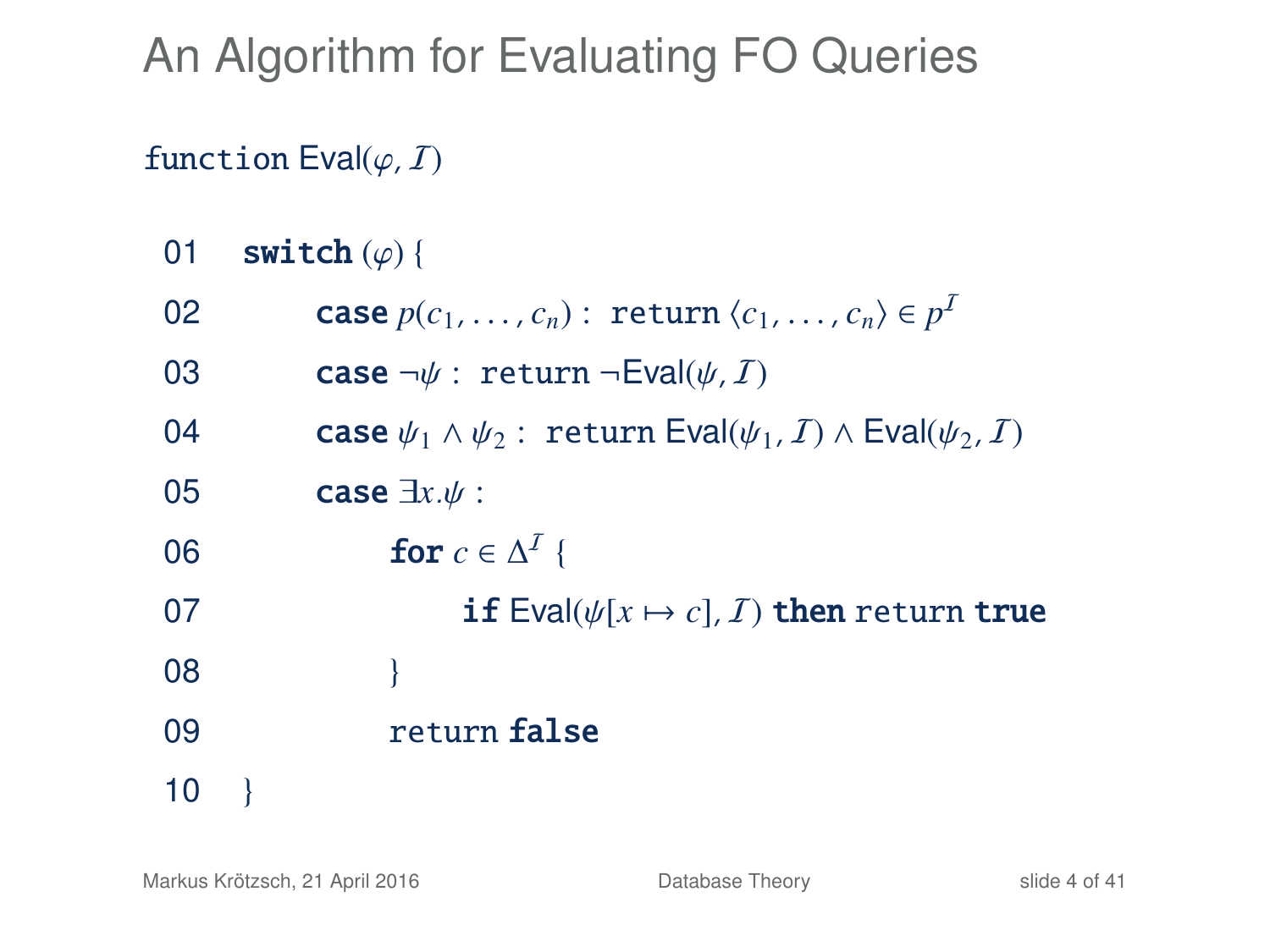# An Algorithm for Evaluating FO Queries

function Eval($\varphi$, $\mathcal{I}$)

```
01   switch (φ) {
02        case p(c_1, ..., c_n) : return ⟨c_1, ..., c_n⟩ ∈ p^I
03        case ¬ψ : return ¬Eval(ψ, I)
04        case ψ_1 ∧ ψ_2 : return Eval(ψ_1, I) ∧ Eval(ψ_2, I)
05        case ∃x.ψ :
06             for c ∈ Δ^I {
07                  if Eval(ψ[x ↦ c], I) then return true
08             }
09             return false
10   }
```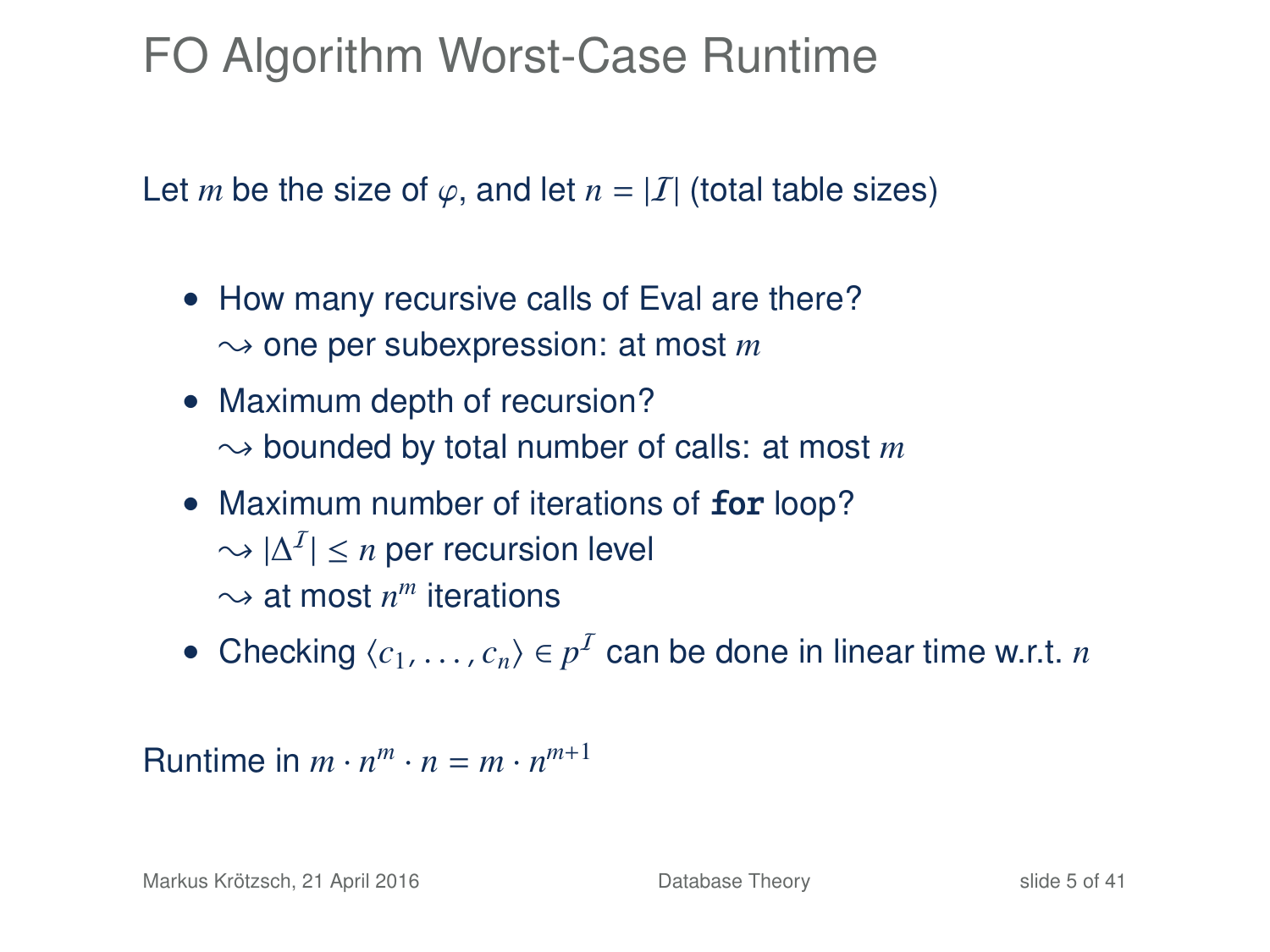# FO Algorithm Worst-Case Runtime

Let $m$ be the size of $\varphi$, and let $n = |\mathcal{I}|$ (total table sizes)

- How many recursive calls of Eval are there?
  $\leadsto$ one per subexpression: at most $m$
- Maximum depth of recursion?
  $\leadsto$ bounded by total number of calls: at most $m$
- Maximum number of iterations of **for** loop?
  $\leadsto$ $|\Delta^{\mathcal{I}}| \leq n$ per recursion level
  $\leadsto$ at most $n^m$ iterations
- Checking $\langle c_1, \ldots, c_n \rangle \in p^{\mathcal{I}}$ can be done in linear time w.r.t. $n$

Runtime in $m \cdot n^m \cdot n = m \cdot n^{m+1}$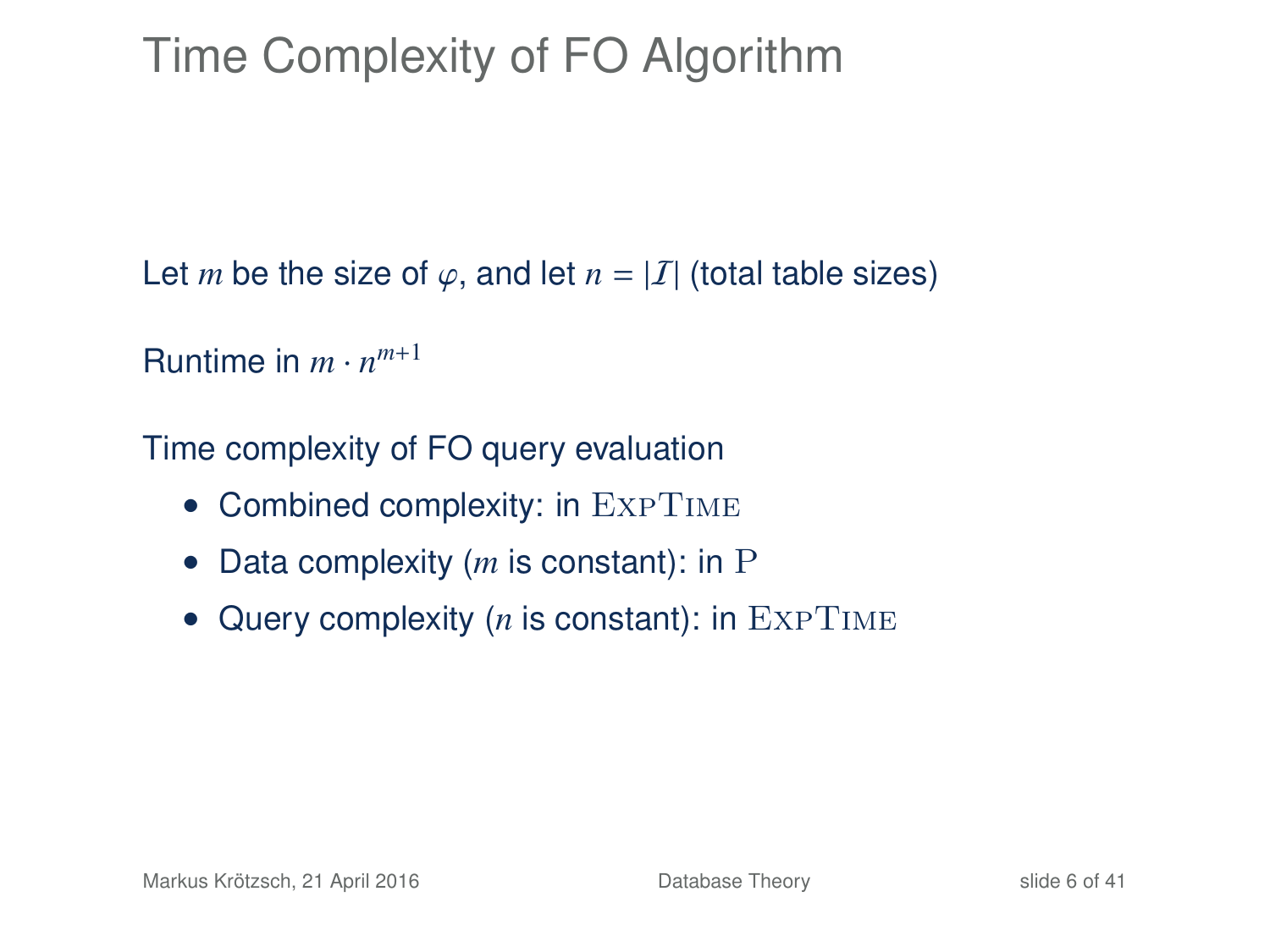# Time Complexity of FO Algorithm

Let $m$ be the size of $\varphi$, and let $n = |\mathcal{I}|$ (total table sizes)

Runtime in $m \cdot n^{m+1}$

Time complexity of FO query evaluation

- Combined complexity: in $\textsc{ExpTime}$
- Data complexity ($m$ is constant): in $\mathrm{P}$
- Query complexity ($n$ is constant): in $\textsc{ExpTime}$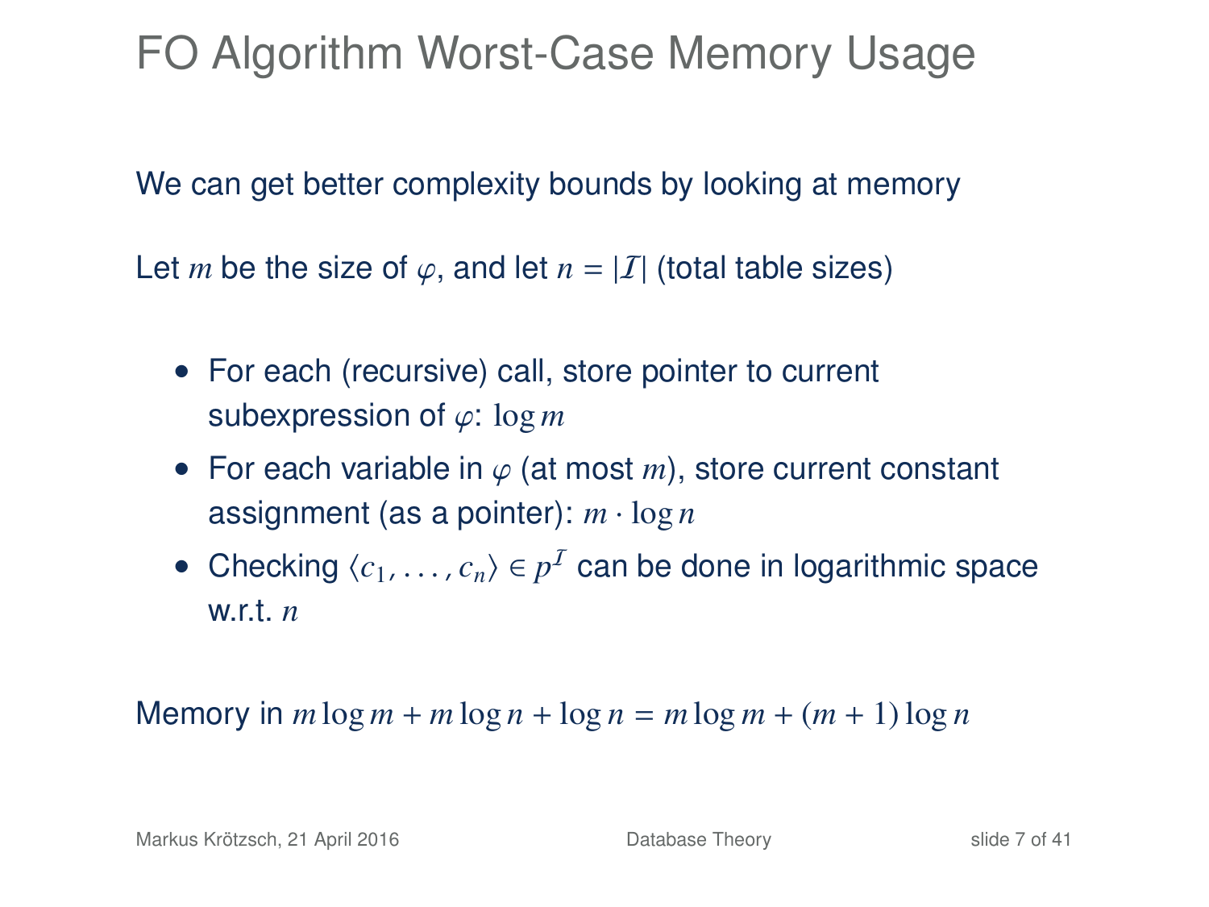# FO Algorithm Worst-Case Memory Usage

We can get better complexity bounds by looking at memory

Let $m$ be the size of $\varphi$, and let $n = |\mathcal{I}|$ (total table sizes)

- For each (recursive) call, store pointer to current subexpression of $\varphi$: $\log m$
- For each variable in $\varphi$ (at most $m$), store current constant assignment (as a pointer): $m \cdot \log n$
- Checking $\langle c_1, \ldots, c_n \rangle \in p^{\mathcal{I}}$ can be done in logarithmic space w.r.t. $n$

Memory in $m \log m + m \log n + \log n = m \log m + (m + 1) \log n$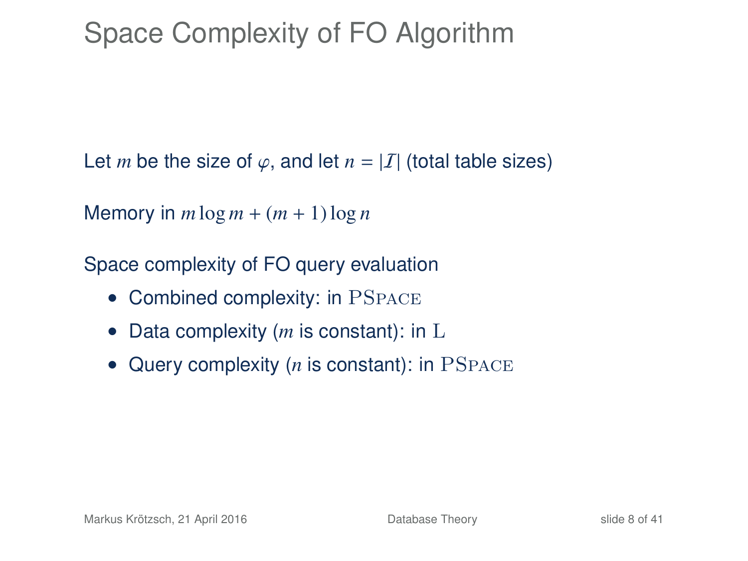# Space Complexity of FO Algorithm

Let $m$ be the size of $\varphi$, and let $n = |\mathcal{I}|$ (total table sizes)

Memory in $m \log m + (m + 1) \log n$

Space complexity of FO query evaluation

- Combined complexity: in $\text{PSPACE}$
- Data complexity ($m$ is constant): in $\text{L}$
- Query complexity ($n$ is constant): in $\text{PSPACE}$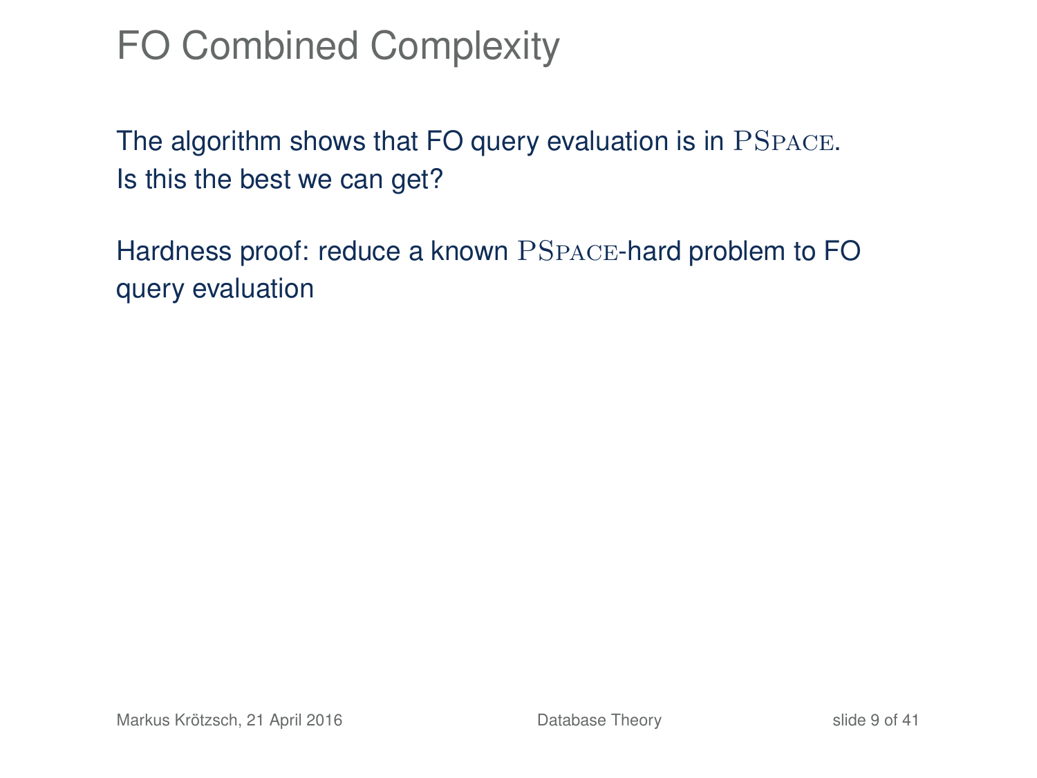# FO Combined Complexity

The algorithm shows that FO query evaluation is in PSPACE.
Is this the best we can get?

Hardness proof: reduce a known PSPACE-hard problem to FO query evaluation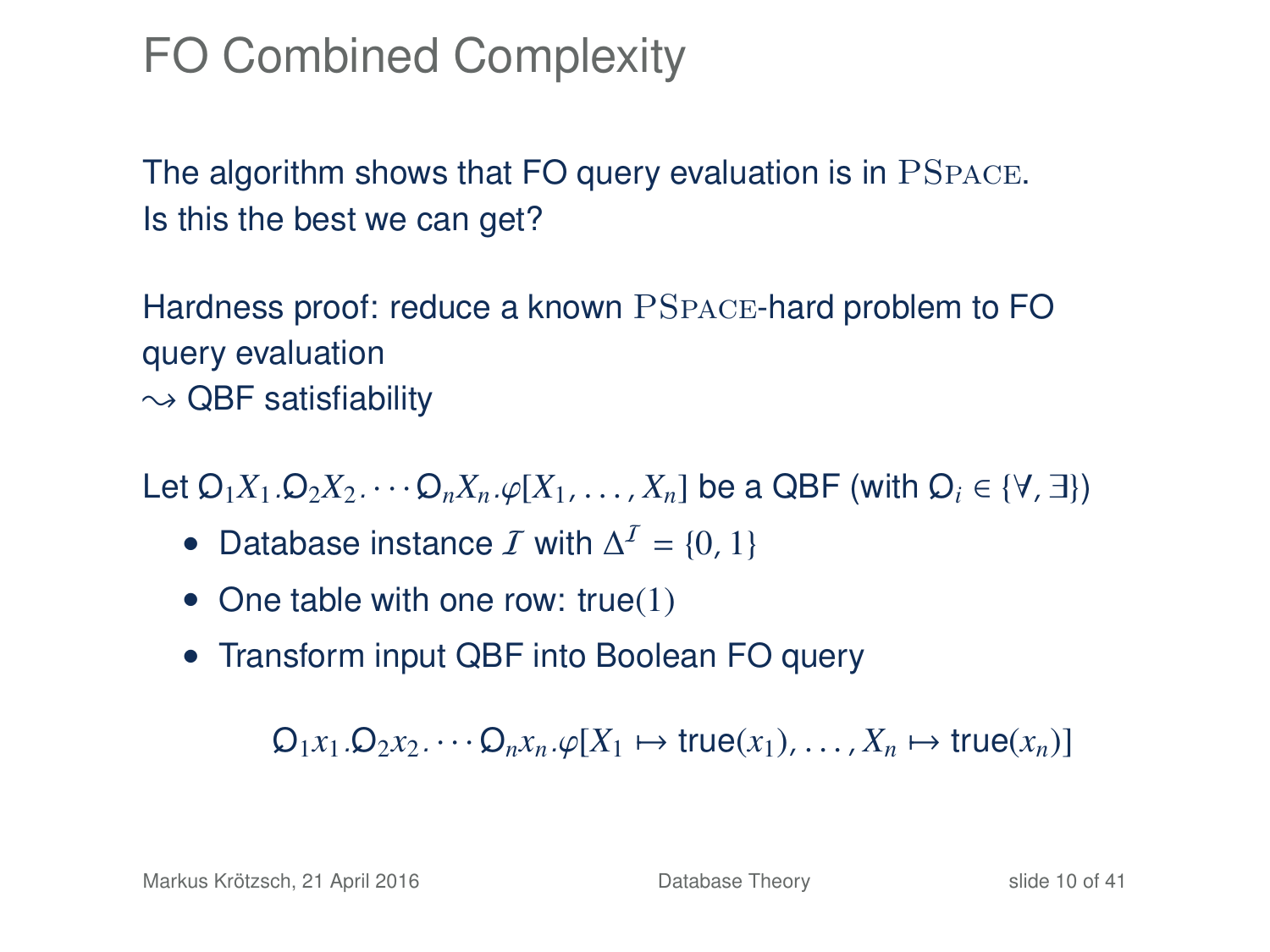# FO Combined Complexity

The algorithm shows that FO query evaluation is in PSPACE.
Is this the best we can get?

Hardness proof: reduce a known PSPACE-hard problem to FO query evaluation
$\leadsto$ QBF satisfiability

Let $\mathsf{Q}_1 X_1.\mathsf{Q}_2 X_2.\cdots\mathsf{Q}_n X_n.\varphi[X_1,\ldots,X_n]$ be a QBF (with $\mathsf{Q}_i \in \{\forall,\exists\}$)

- Database instance $\mathcal{I}$ with $\Delta^{\mathcal{I}} = \{0,1\}$
- One table with one row: true$(1)$
- Transform input QBF into Boolean FO query

$$\mathsf{Q}_1 x_1.\mathsf{Q}_2 x_2.\cdots\mathsf{Q}_n x_n.\varphi[X_1 \mapsto \mathsf{true}(x_1),\ldots,X_n \mapsto \mathsf{true}(x_n)]$$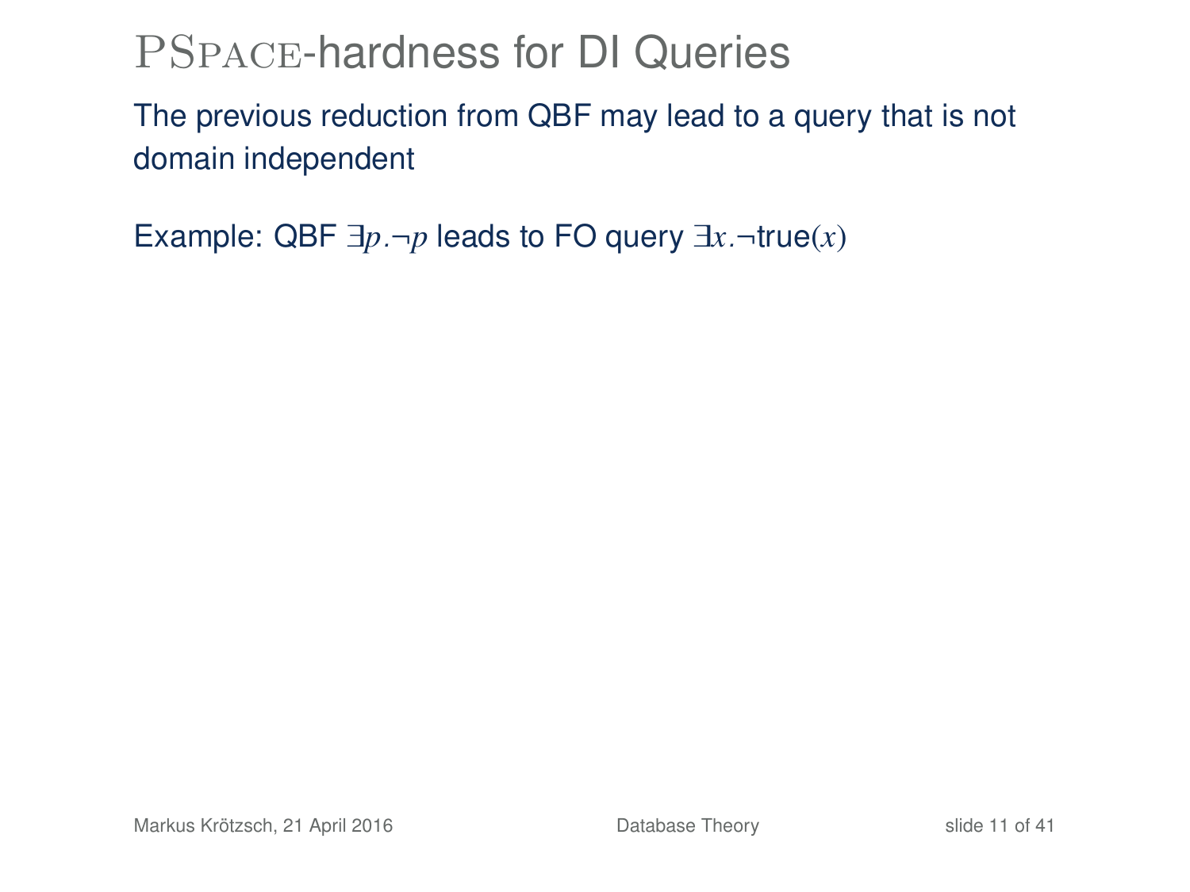# PSpace-hardness for DI Queries

The previous reduction from QBF may lead to a query that is not domain independent

Example: QBF $\exists p.\neg p$ leads to FO query $\exists x.\neg\text{true}(x)$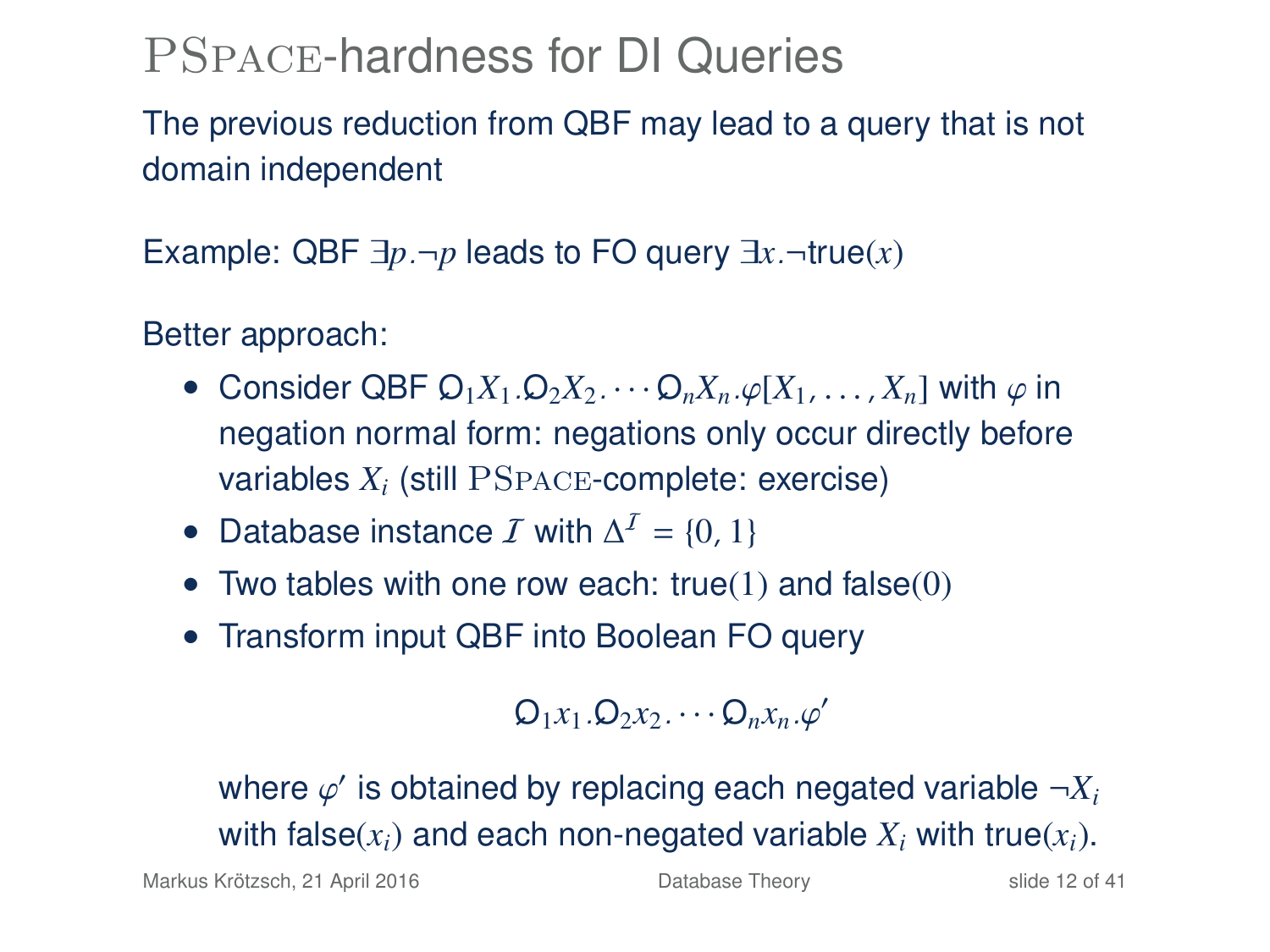# PSpace-hardness for DI Queries

The previous reduction from QBF may lead to a query that is not domain independent

Example: QBF $\exists p.\neg p$ leads to FO query $\exists x.\neg \mathsf{true}(x)$

Better approach:

- Consider QBF $\mathsf{Q}_1 X_1.\mathsf{Q}_2 X_2.\cdots \mathsf{Q}_n X_n.\varphi[X_1,\ldots,X_n]$ with $\varphi$ in negation normal form: negations only occur directly before variables $X_i$ (still PSpace-complete: exercise)
- Database instance $\mathcal{I}$ with $\Delta^{\mathcal{I}} = \{0, 1\}$
- Two tables with one row each: $\mathsf{true}(1)$ and $\mathsf{false}(0)$
- Transform input QBF into Boolean FO query

$$\mathsf{Q}_1 x_1.\mathsf{Q}_2 x_2.\cdots \mathsf{Q}_n x_n.\varphi'$$

  where $\varphi'$ is obtained by replacing each negated variable $\neg X_i$ with $\mathsf{false}(x_i)$ and each non-negated variable $X_i$ with $\mathsf{true}(x_i)$.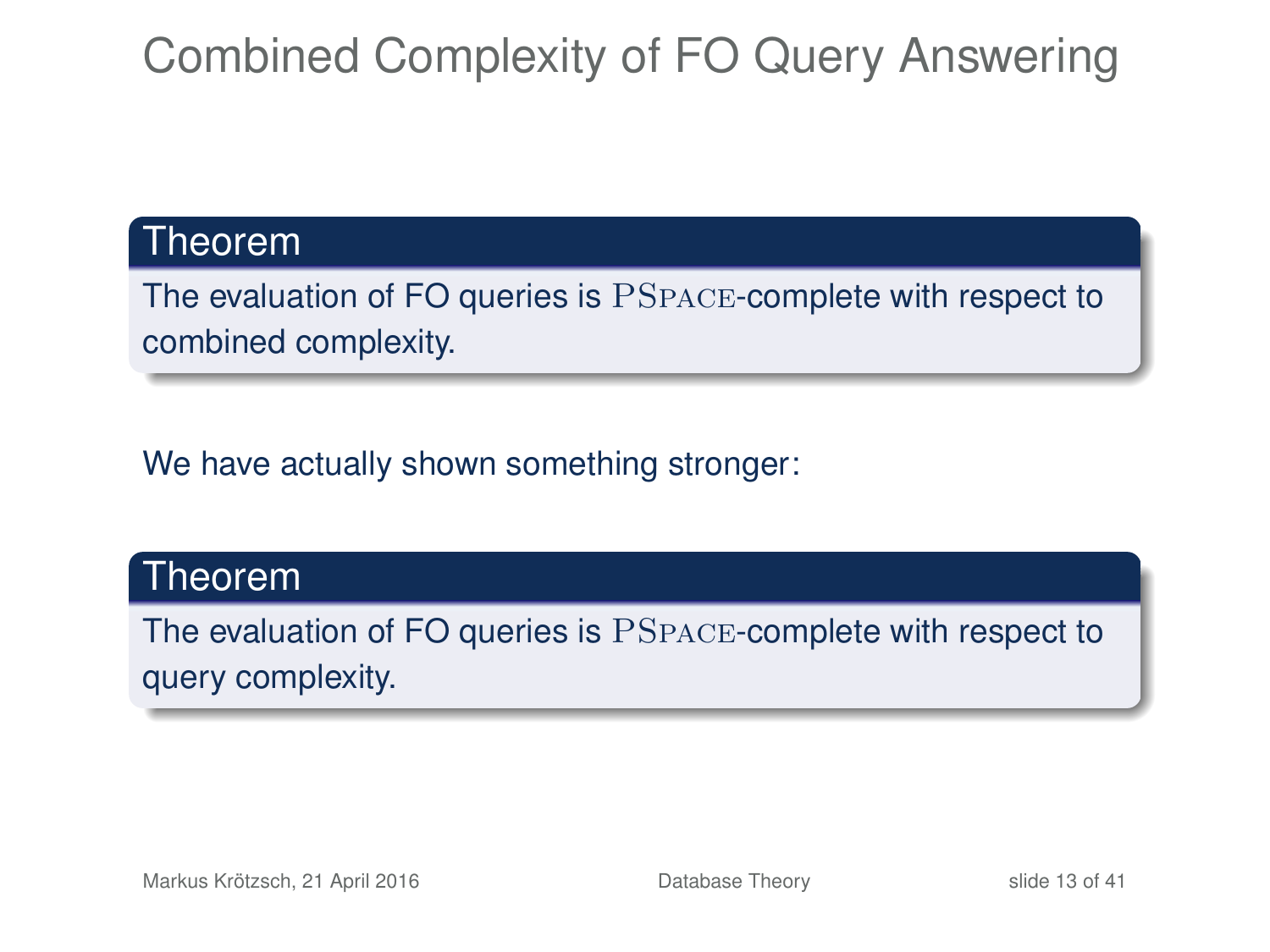# Combined Complexity of FO Query Answering

**Theorem**

The evaluation of FO queries is PSPACE-complete with respect to combined complexity.

We have actually shown something stronger:

**Theorem**

The evaluation of FO queries is PSPACE-complete with respect to query complexity.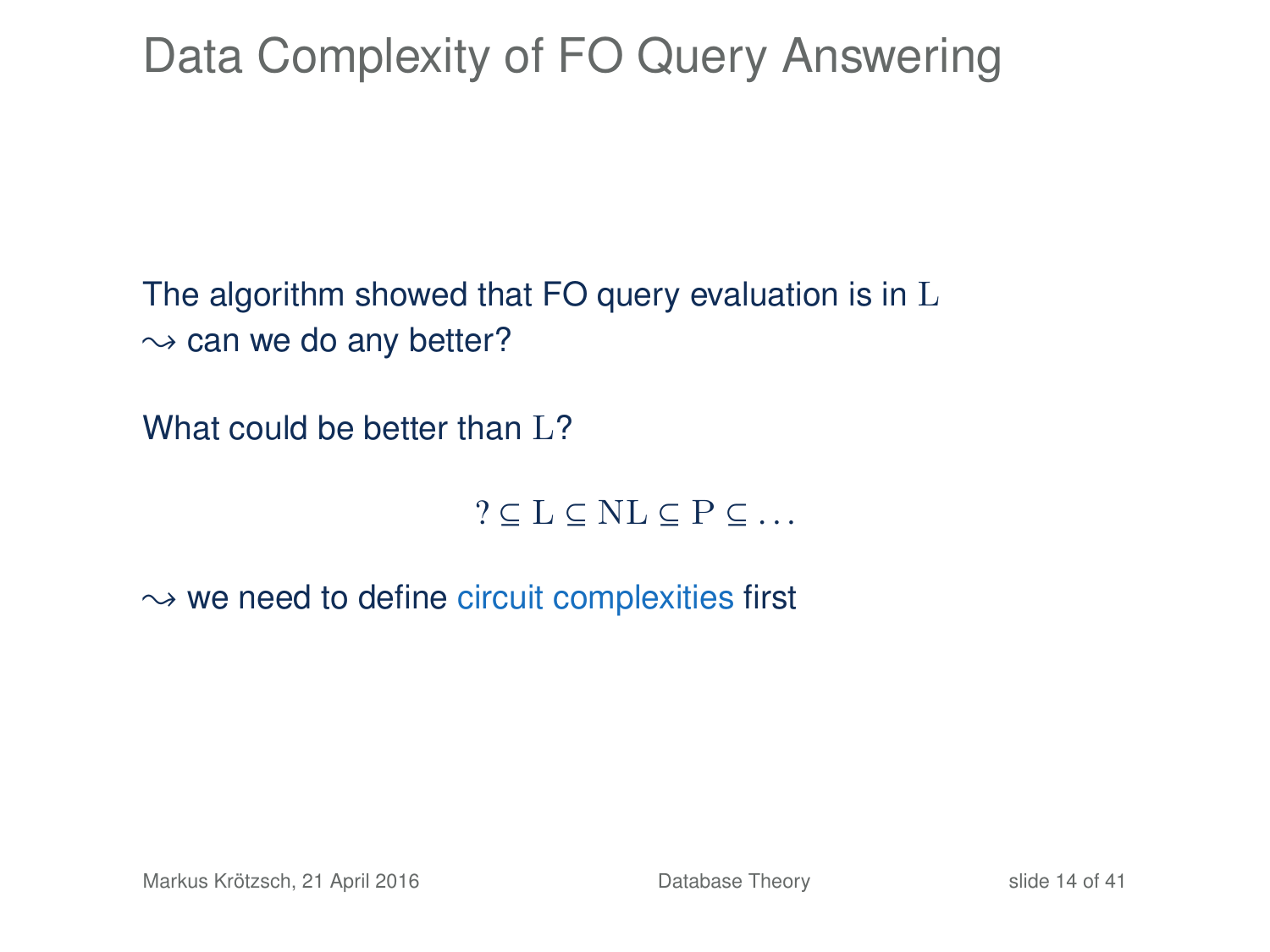# Data Complexity of FO Query Answering

The algorithm showed that FO query evaluation is in $\mathrm{L}$
$\leadsto$ can we do any better?

What could be better than $\mathrm{L}$?

$$? \subseteq \mathrm{L} \subseteq \mathrm{NL} \subseteq \mathrm{P} \subseteq \ldots$$

$\leadsto$ we need to define circuit complexities first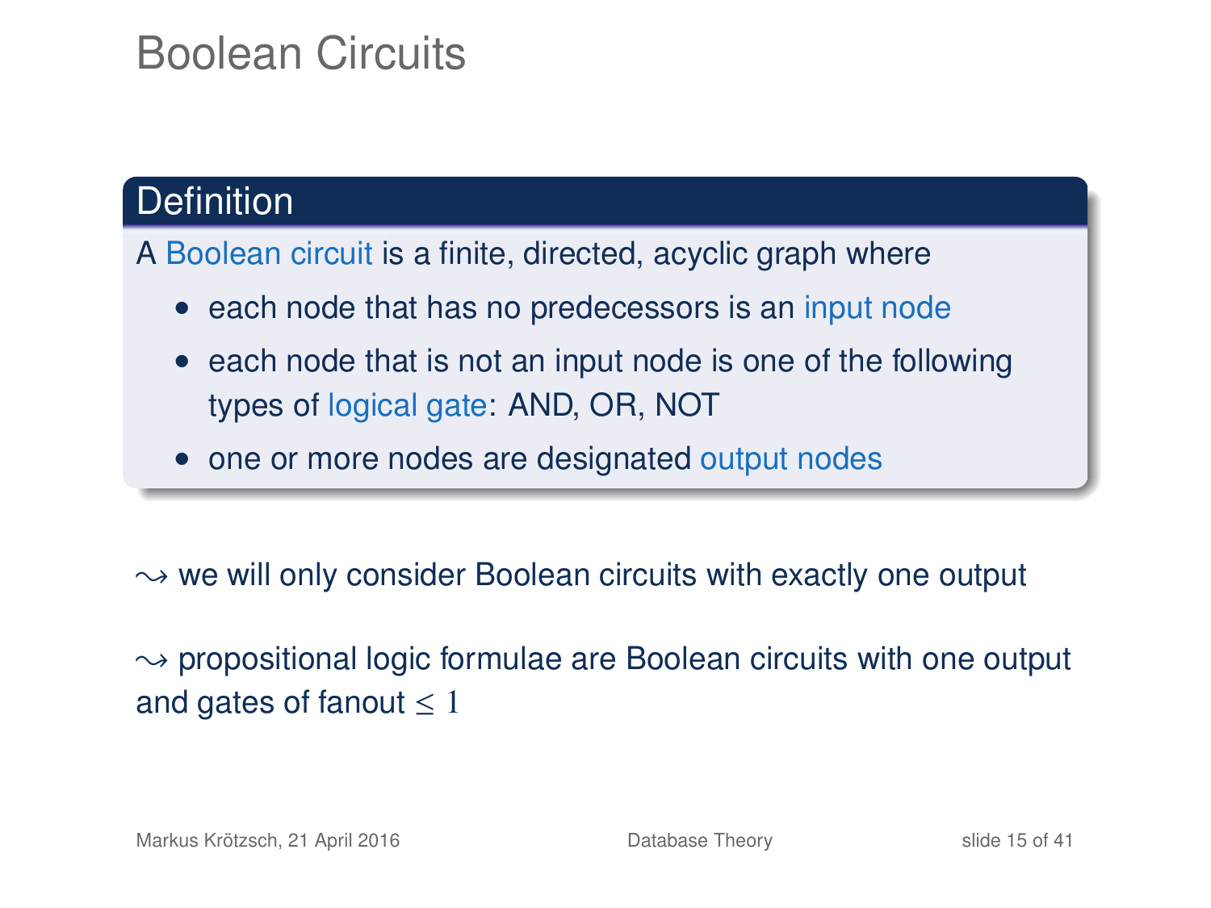# Boolean Circuits

**Definition**

A Boolean circuit is a finite, directed, acyclic graph where

- each node that has no predecessors is an input node
- each node that is not an input node is one of the following types of logical gate: AND, OR, NOT
- one or more nodes are designated output nodes

$\leadsto$ we will only consider Boolean circuits with exactly one output

$\leadsto$ propositional logic formulae are Boolean circuits with one output and gates of fanout $\leq 1$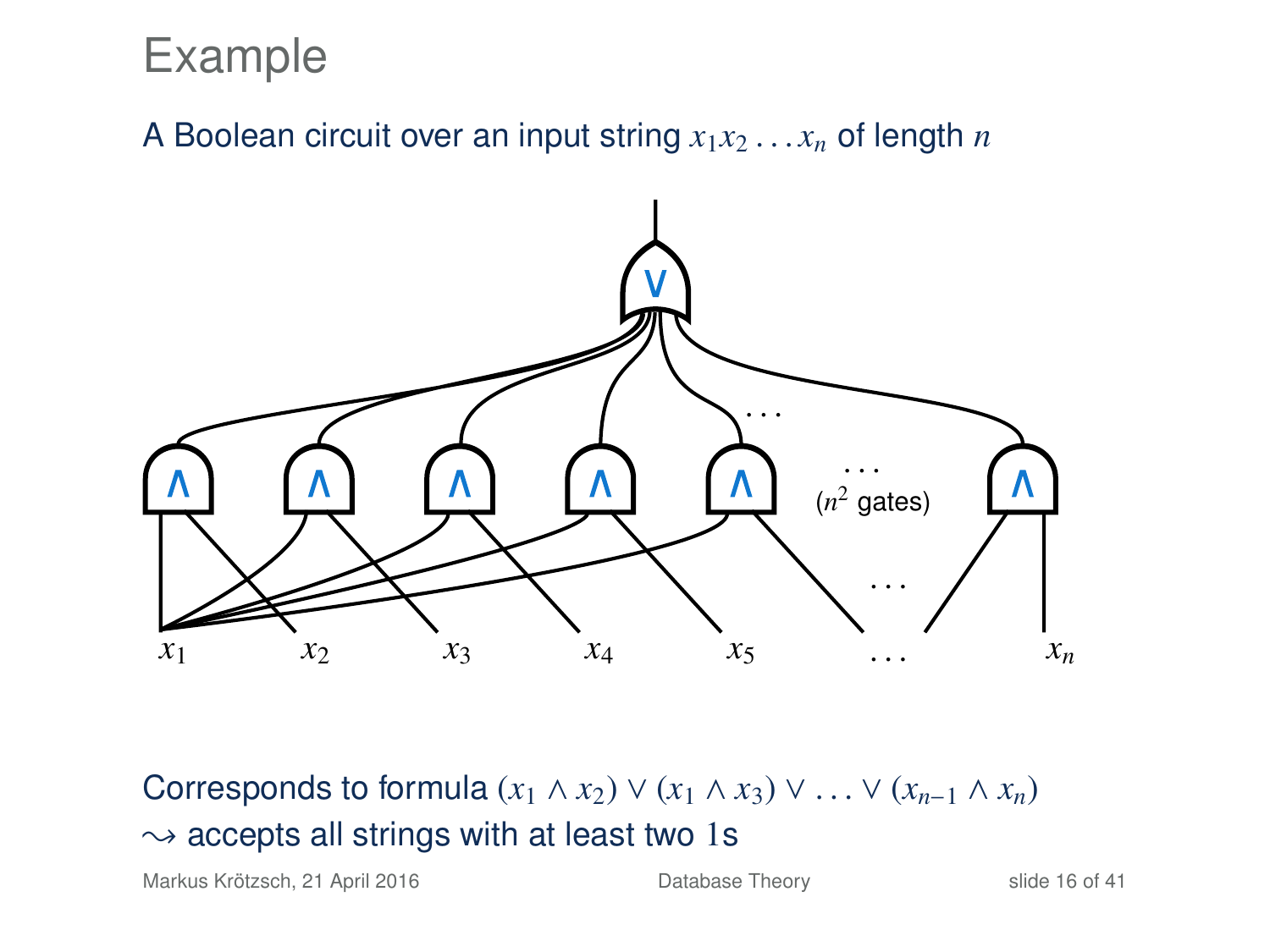# Example

A Boolean circuit over an input string $x_1x_2\ldots x_n$ of length $n$

$x_1$ $x_2$ $x_3$ $x_4$ $x_5$ $\ldots$ $x_n$

($n^2$ gates)

Corresponds to formula $(x_1 \wedge x_2) \vee (x_1 \wedge x_3) \vee \ldots \vee (x_{n-1} \wedge x_n)$
$\leadsto$ accepts all strings with at least two 1s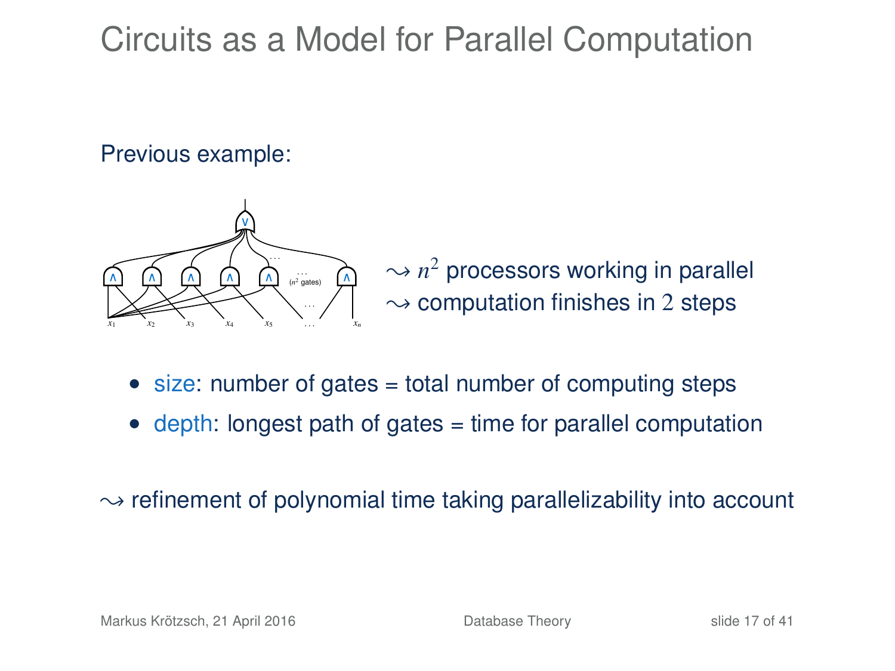# Circuits as a Model for Parallel Computation

Previous example:

$\leadsto$ $n^2$ processors working in parallel
$\leadsto$ computation finishes in $2$ steps

- size: number of gates = total number of computing steps
- depth: longest path of gates = time for parallel computation

$\leadsto$ refinement of polynomial time taking parallelizability into account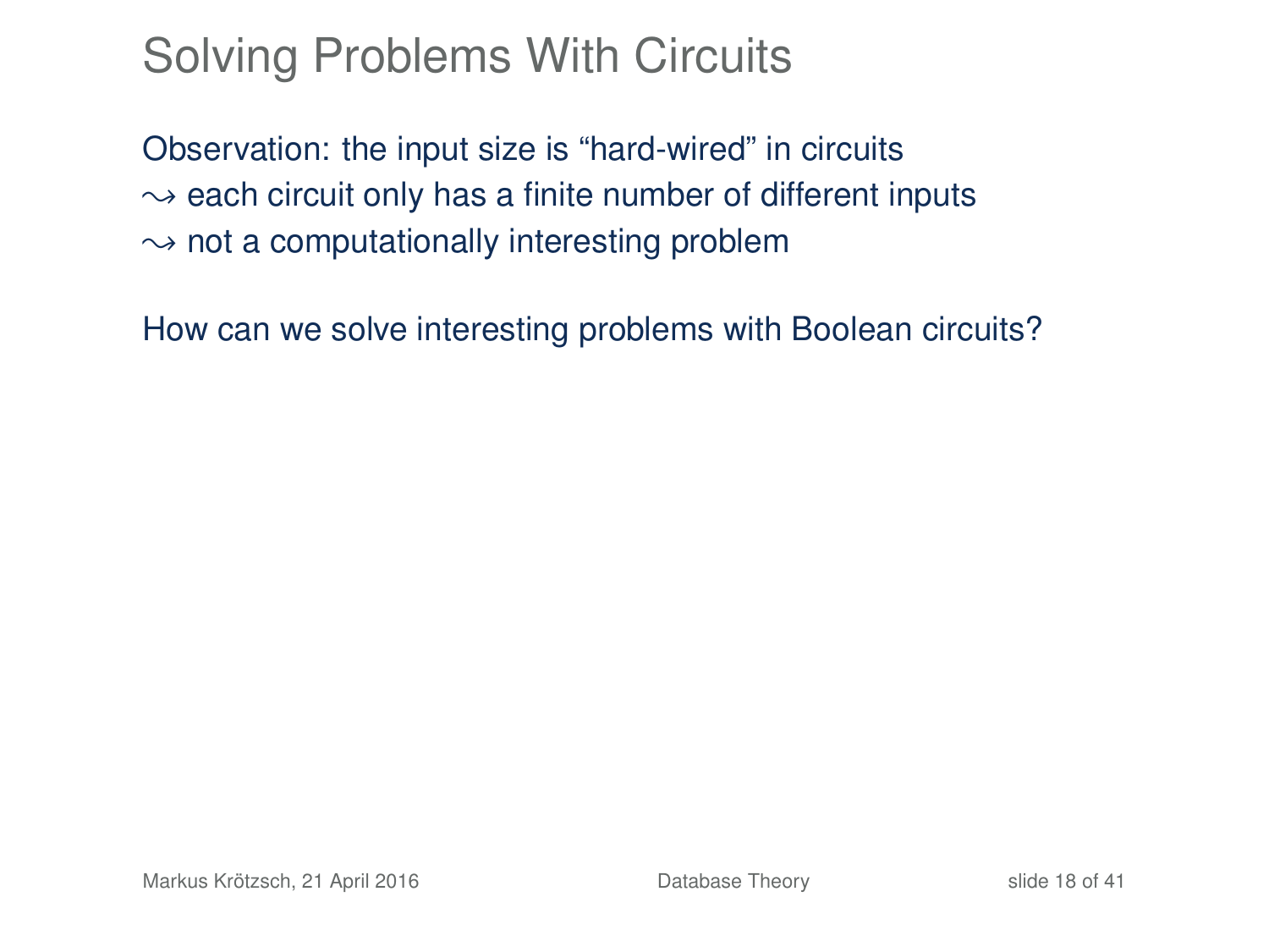# Solving Problems With Circuits

Observation: the input size is "hard-wired" in circuits
$\leadsto$ each circuit only has a finite number of different inputs
$\leadsto$ not a computationally interesting problem

How can we solve interesting problems with Boolean circuits?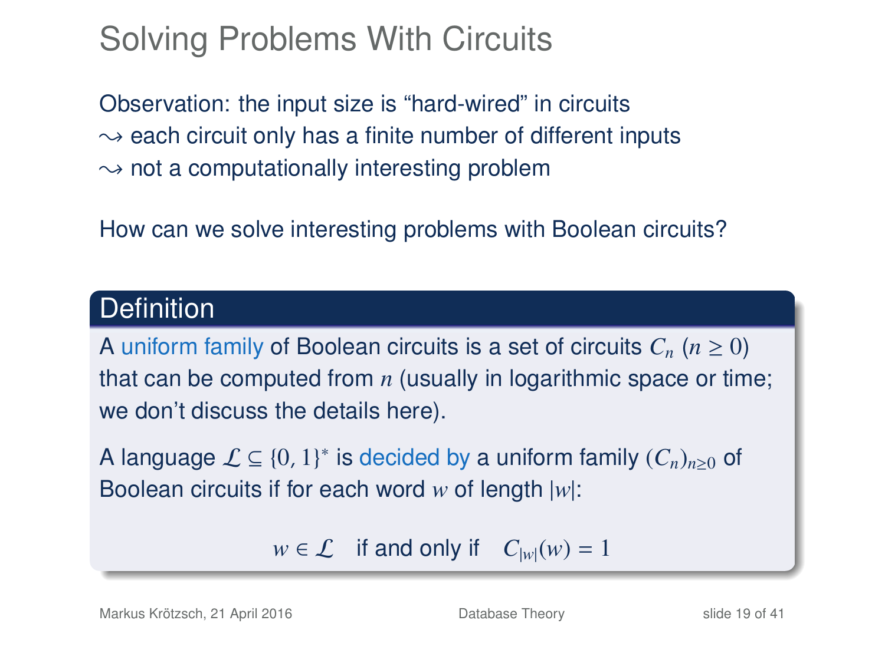# Solving Problems With Circuits

Observation: the input size is "hard-wired" in circuits
$\rightsquigarrow$ each circuit only has a finite number of different inputs
$\rightsquigarrow$ not a computationally interesting problem

How can we solve interesting problems with Boolean circuits?

## Definition

A uniform family of Boolean circuits is a set of circuits $C_n$ $(n \geq 0)$ that can be computed from $n$ (usually in logarithmic space or time; we don't discuss the details here).

A language $\mathcal{L} \subseteq \{0, 1\}^*$ is decided by a uniform family $(C_n)_{n \geq 0}$ of Boolean circuits if for each word $w$ of length $|w|$:

$$w \in \mathcal{L} \quad \text{if and only if} \quad C_{|w|}(w) = 1$$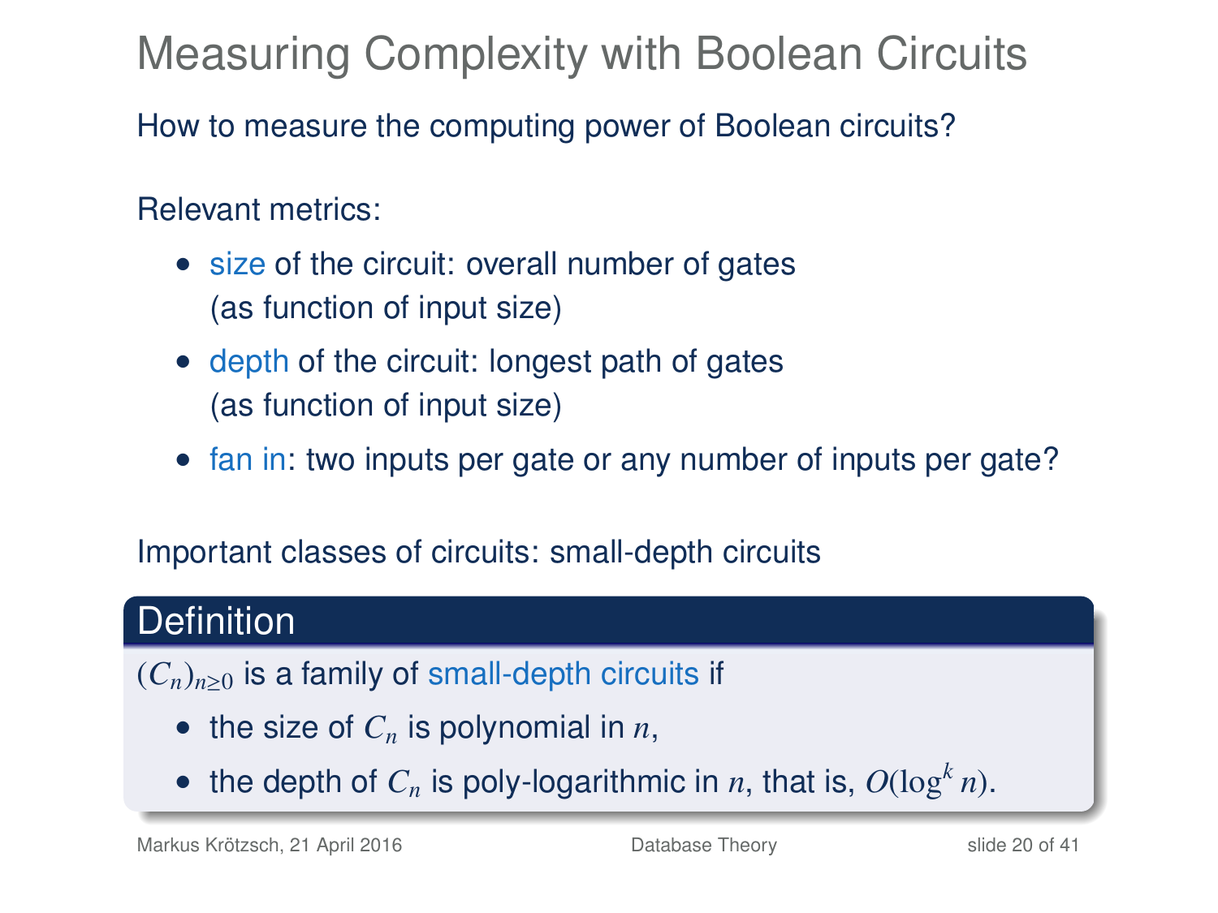# Measuring Complexity with Boolean Circuits

How to measure the computing power of Boolean circuits?

Relevant metrics:

- size of the circuit: overall number of gates (as function of input size)
- depth of the circuit: longest path of gates (as function of input size)
- fan in: two inputs per gate or any number of inputs per gate?

Important classes of circuits: small-depth circuits

**Definition**

$(C_n)_{n \geq 0}$ is a family of small-depth circuits if

- the size of $C_n$ is polynomial in $n$,
- the depth of $C_n$ is poly-logarithmic in $n$, that is, $O(\log^k n)$.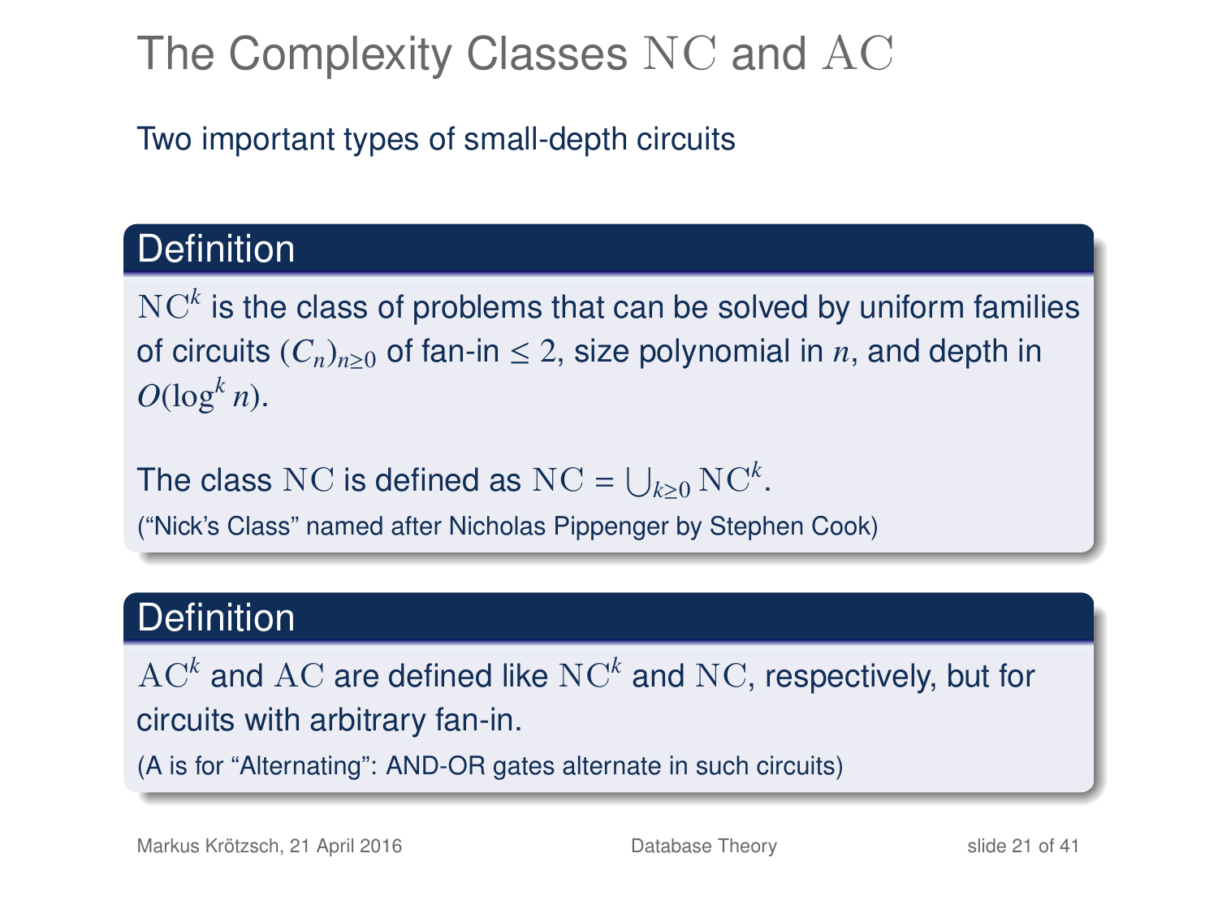# The Complexity Classes $\mathrm{NC}$ and $\mathrm{AC}$

Two important types of small-depth circuits

## Definition

$\mathrm{NC}^k$ is the class of problems that can be solved by uniform families of circuits $(C_n)_{n\geq 0}$ of fan-in $\leq 2$, size polynomial in $n$, and depth in $O(\log^k n)$.

The class $\mathrm{NC}$ is defined as $\mathrm{NC} = \bigcup_{k\geq 0} \mathrm{NC}^k$.

("Nick's Class" named after Nicholas Pippenger by Stephen Cook)

## Definition

$\mathrm{AC}^k$ and $\mathrm{AC}$ are defined like $\mathrm{NC}^k$ and $\mathrm{NC}$, respectively, but for circuits with arbitrary fan-in.

(A is for "Alternating": AND-OR gates alternate in such circuits)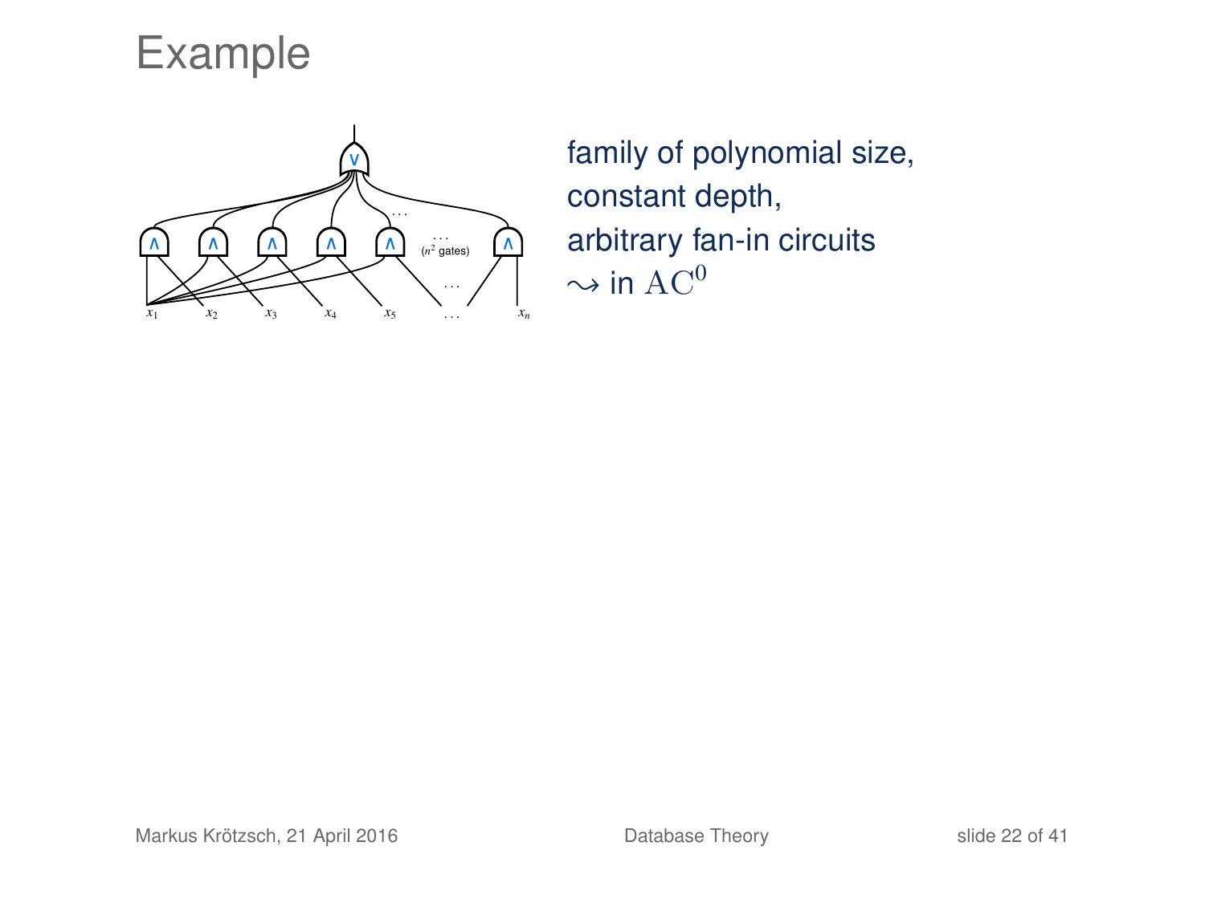# Example

family of polynomial size,
constant depth,
arbitrary fan-in circuits
$\leadsto$ in $\mathrm{AC}^0$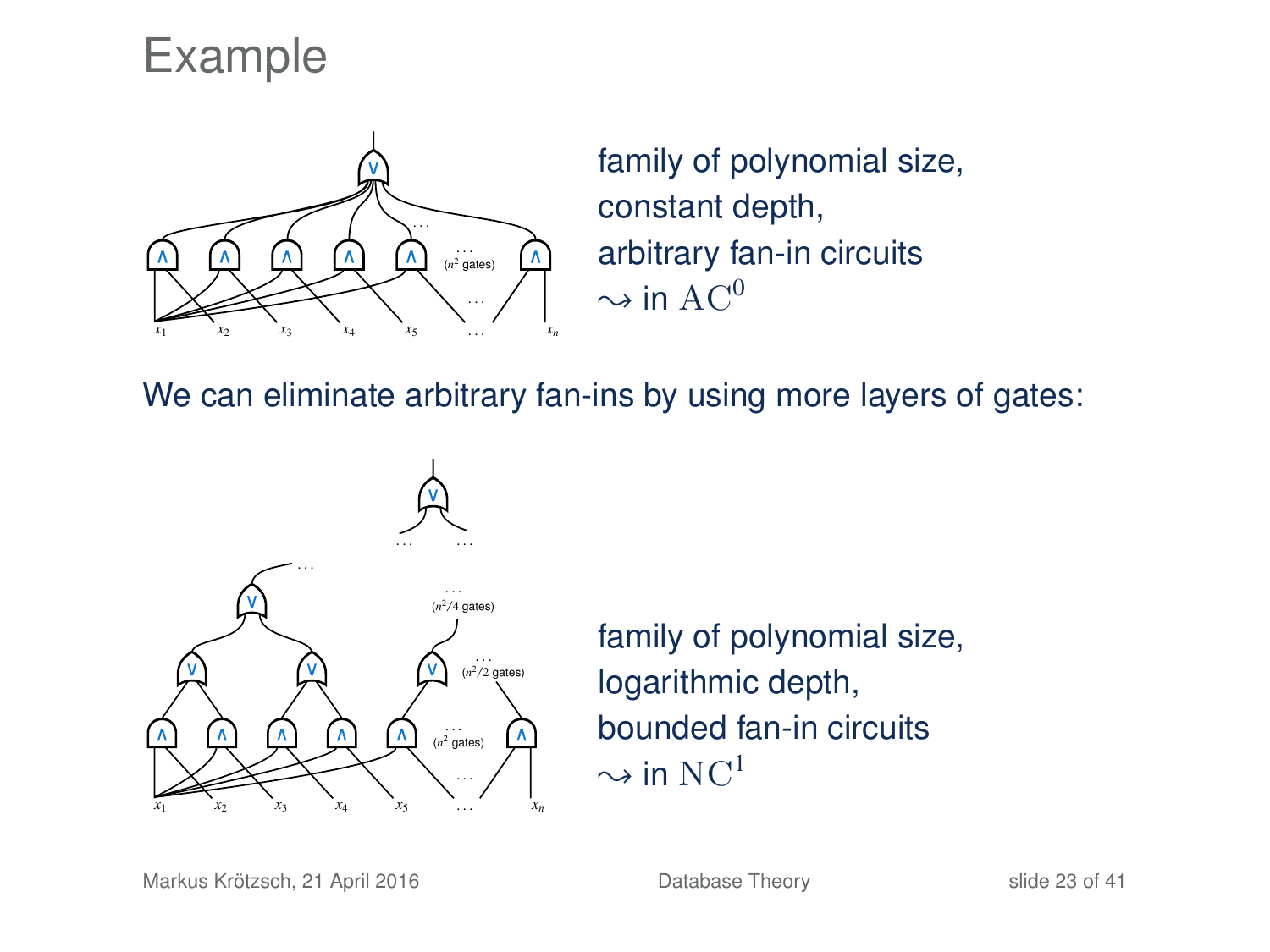# Example

family of polynomial size,
constant depth,
arbitrary fan-in circuits
$\rightsquigarrow$ in $\mathrm{AC}^0$

We can eliminate arbitrary fan-ins by using more layers of gates:

family of polynomial size,
logarithmic depth,
bounded fan-in circuits
$\rightsquigarrow$ in $\mathrm{NC}^1$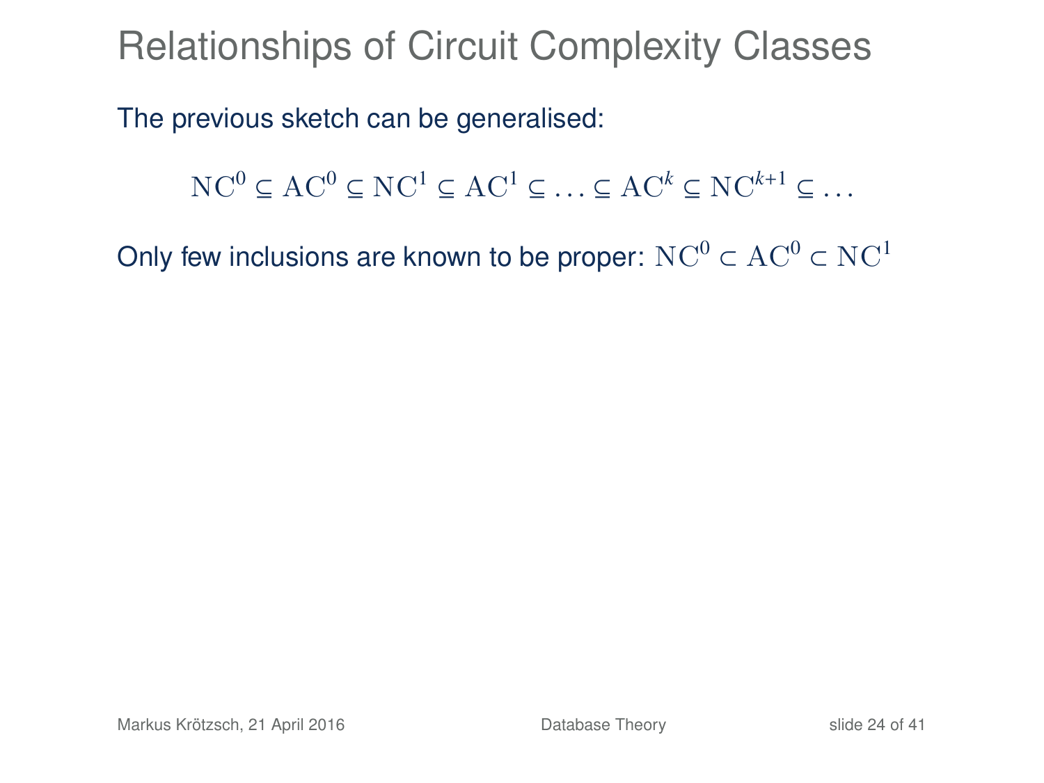# Relationships of Circuit Complexity Classes

The previous sketch can be generalised:

$$\mathrm{NC}^0 \subseteq \mathrm{AC}^0 \subseteq \mathrm{NC}^1 \subseteq \mathrm{AC}^1 \subseteq \ldots \subseteq \mathrm{AC}^k \subseteq \mathrm{NC}^{k+1} \subseteq \ldots$$

Only few inclusions are known to be proper: $\mathrm{NC}^0 \subset \mathrm{AC}^0 \subset \mathrm{NC}^1$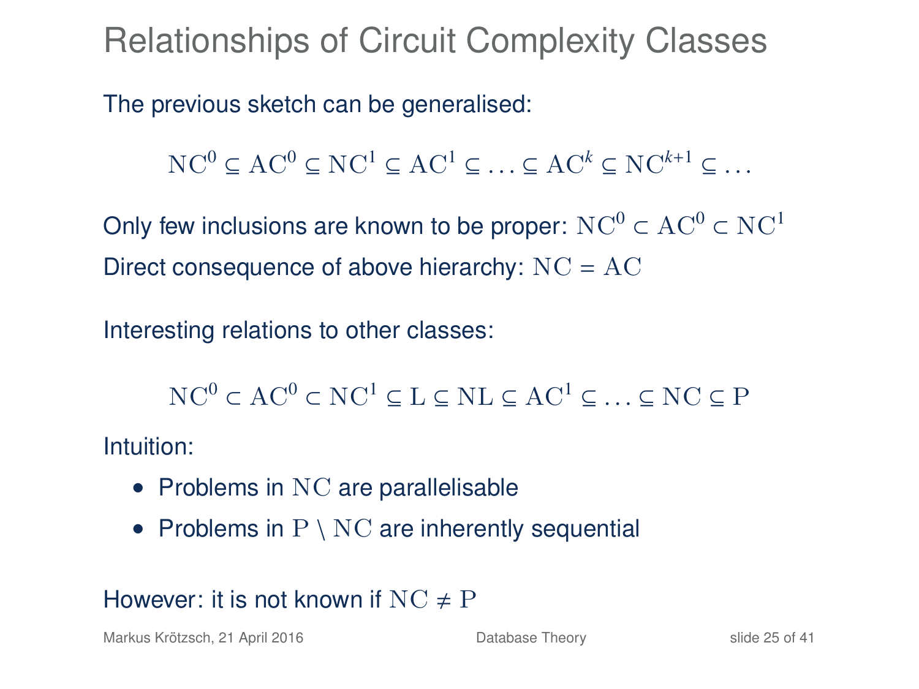# Relationships of Circuit Complexity Classes

The previous sketch can be generalised:

$$\mathrm{NC}^0 \subseteq \mathrm{AC}^0 \subseteq \mathrm{NC}^1 \subseteq \mathrm{AC}^1 \subseteq \ldots \subseteq \mathrm{AC}^k \subseteq \mathrm{NC}^{k+1} \subseteq \ldots$$

Only few inclusions are known to be proper: $\mathrm{NC}^0 \subset \mathrm{AC}^0 \subset \mathrm{NC}^1$

Direct consequence of above hierarchy: $\mathrm{NC} = \mathrm{AC}$

Interesting relations to other classes:

$$\mathrm{NC}^0 \subset \mathrm{AC}^0 \subset \mathrm{NC}^1 \subseteq \mathrm{L} \subseteq \mathrm{NL} \subseteq \mathrm{AC}^1 \subseteq \ldots \subseteq \mathrm{NC} \subseteq \mathrm{P}$$

Intuition:

- Problems in $\mathrm{NC}$ are parallelisable
- Problems in $\mathrm{P} \setminus \mathrm{NC}$ are inherently sequential

However: it is not known if $\mathrm{NC} \neq \mathrm{P}$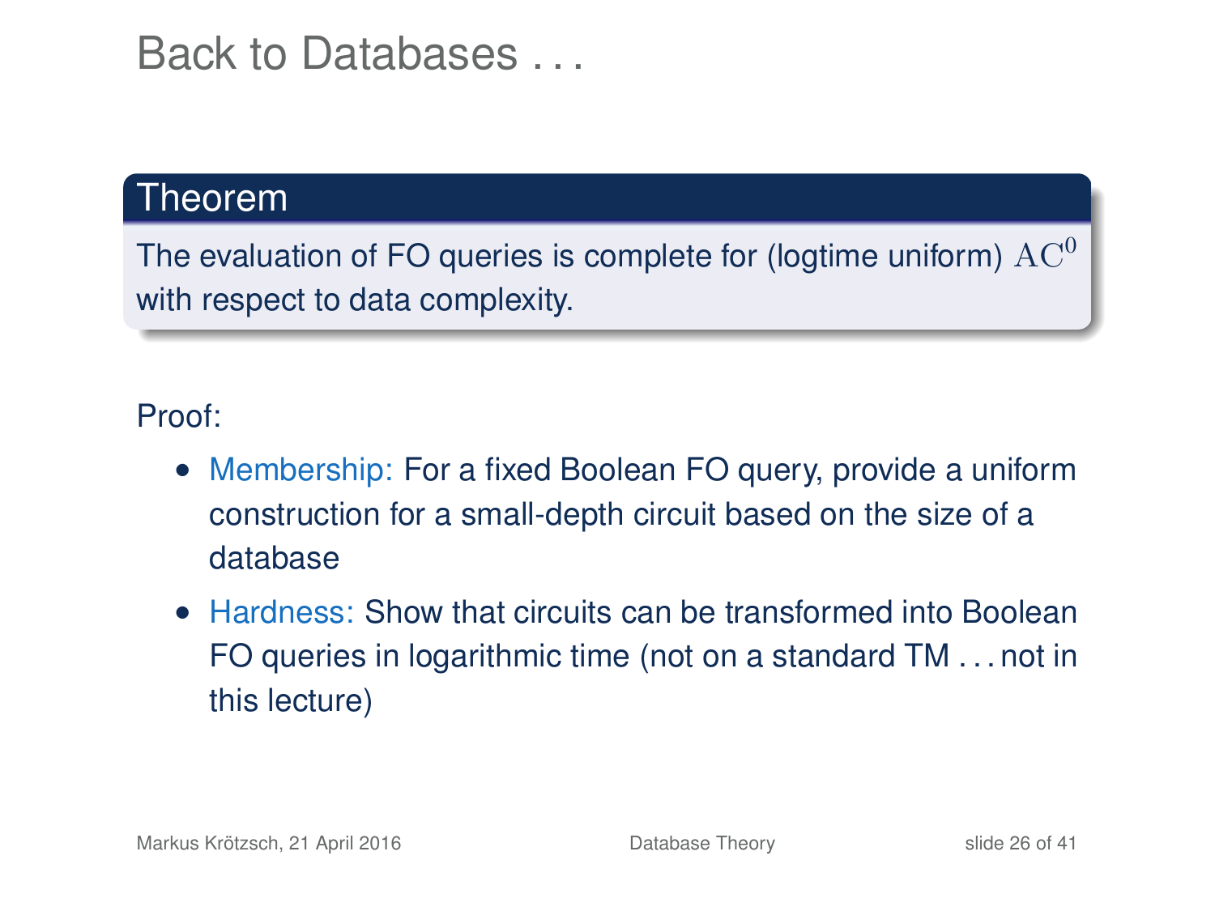# Back to Databases . . .

**Theorem**

The evaluation of FO queries is complete for (logtime uniform) $\mathrm{AC}^0$ with respect to data complexity.

Proof:

- Membership: For a fixed Boolean FO query, provide a uniform construction for a small-depth circuit based on the size of a database
- Hardness: Show that circuits can be transformed into Boolean FO queries in logarithmic time (not on a standard TM . . . not in this lecture)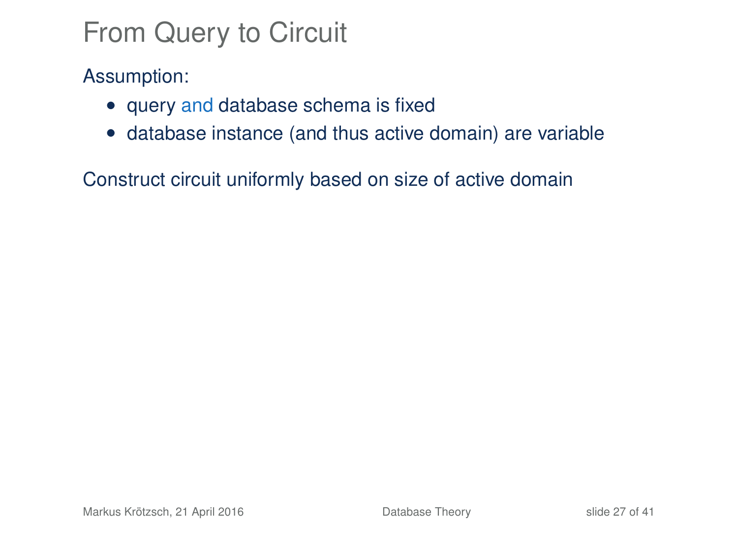# From Query to Circuit

Assumption:

- query and database schema is fixed
- database instance (and thus active domain) are variable

Construct circuit uniformly based on size of active domain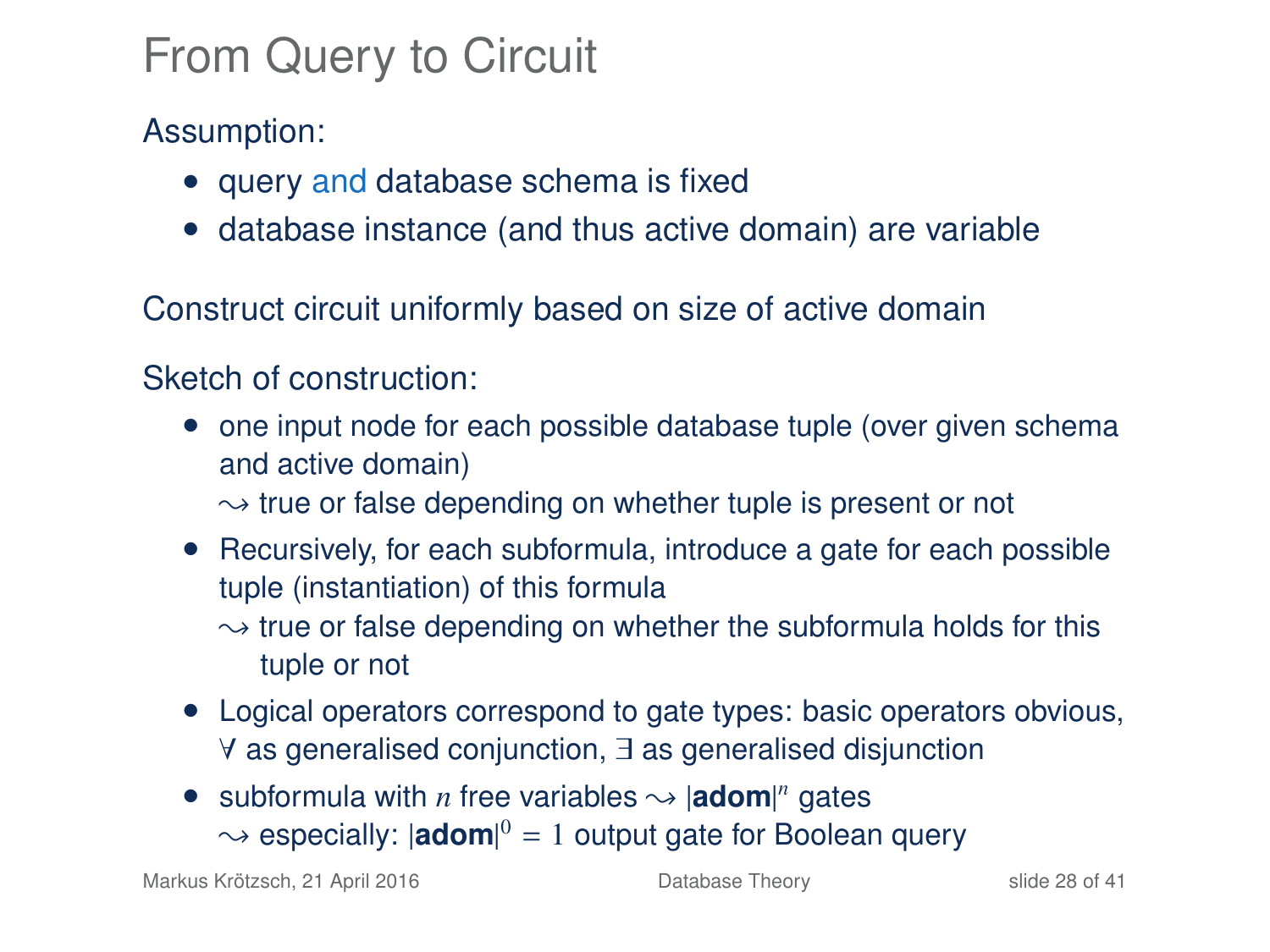# From Query to Circuit

Assumption:

- query and database schema is fixed
- database instance (and thus active domain) are variable

Construct circuit uniformly based on size of active domain

Sketch of construction:

- one input node for each possible database tuple (over given schema and active domain)
  $\rightsquigarrow$ true or false depending on whether tuple is present or not
- Recursively, for each subformula, introduce a gate for each possible tuple (instantiation) of this formula
  $\rightsquigarrow$ true or false depending on whether the subformula holds for this tuple or not
- Logical operators correspond to gate types: basic operators obvious, $\forall$ as generalised conjunction, $\exists$ as generalised disjunction
- subformula with $n$ free variables $\rightsquigarrow$ $|\mathbf{adom}|^n$ gates
  $\rightsquigarrow$ especially: $|\mathbf{adom}|^0 = 1$ output gate for Boolean query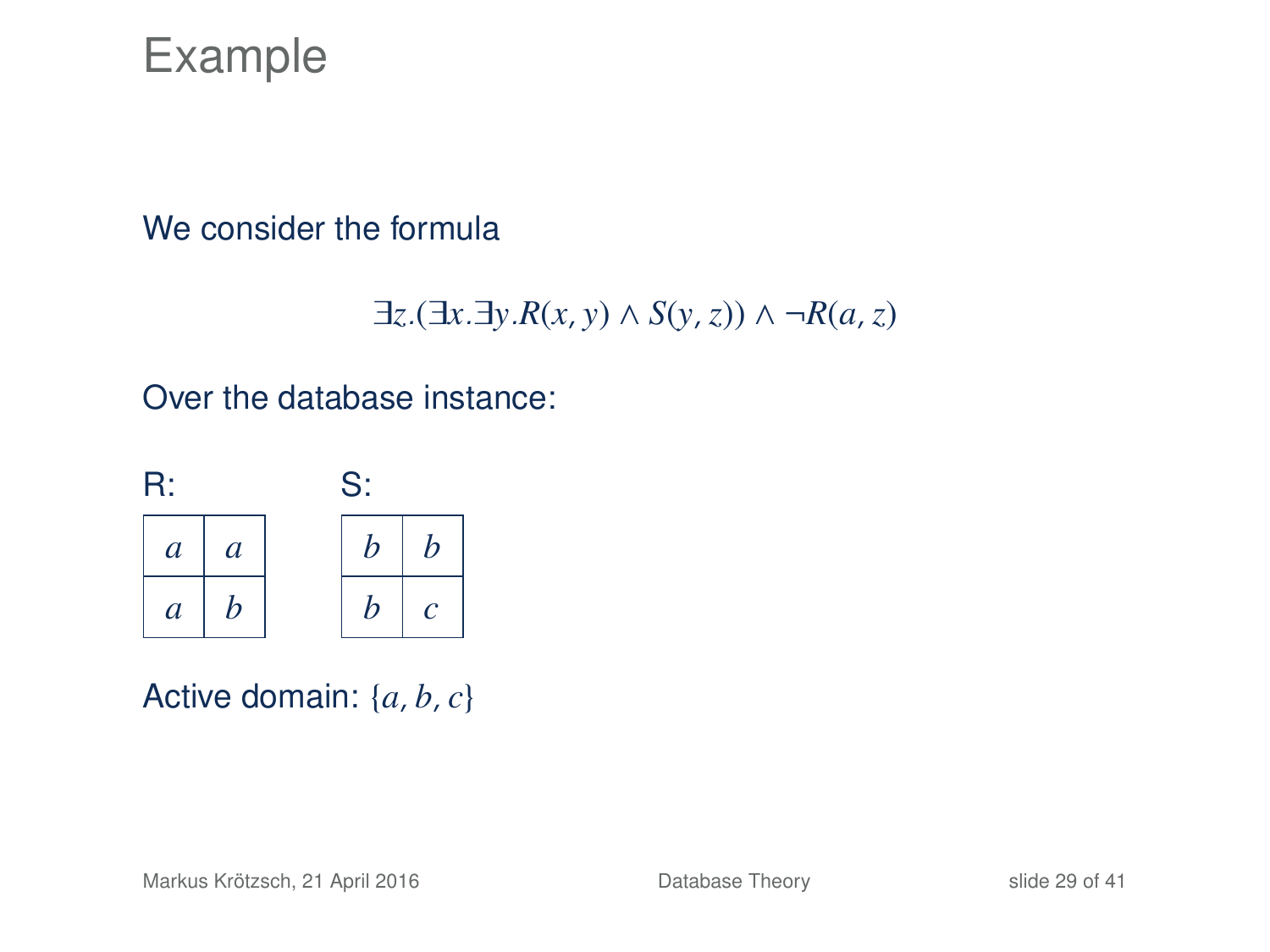# Example

We consider the formula

$$\exists z.(\exists x.\exists y.R(x,y) \wedge S(y,z)) \wedge \neg R(a,z)$$

Over the database instance:

R:

| | |
|---|---|
| $a$ | $a$ |
| $a$ | $b$ |

S:

| | |
|---|---|
| $b$ | $b$ |
| $b$ | $c$ |

Active domain: $\{a, b, c\}$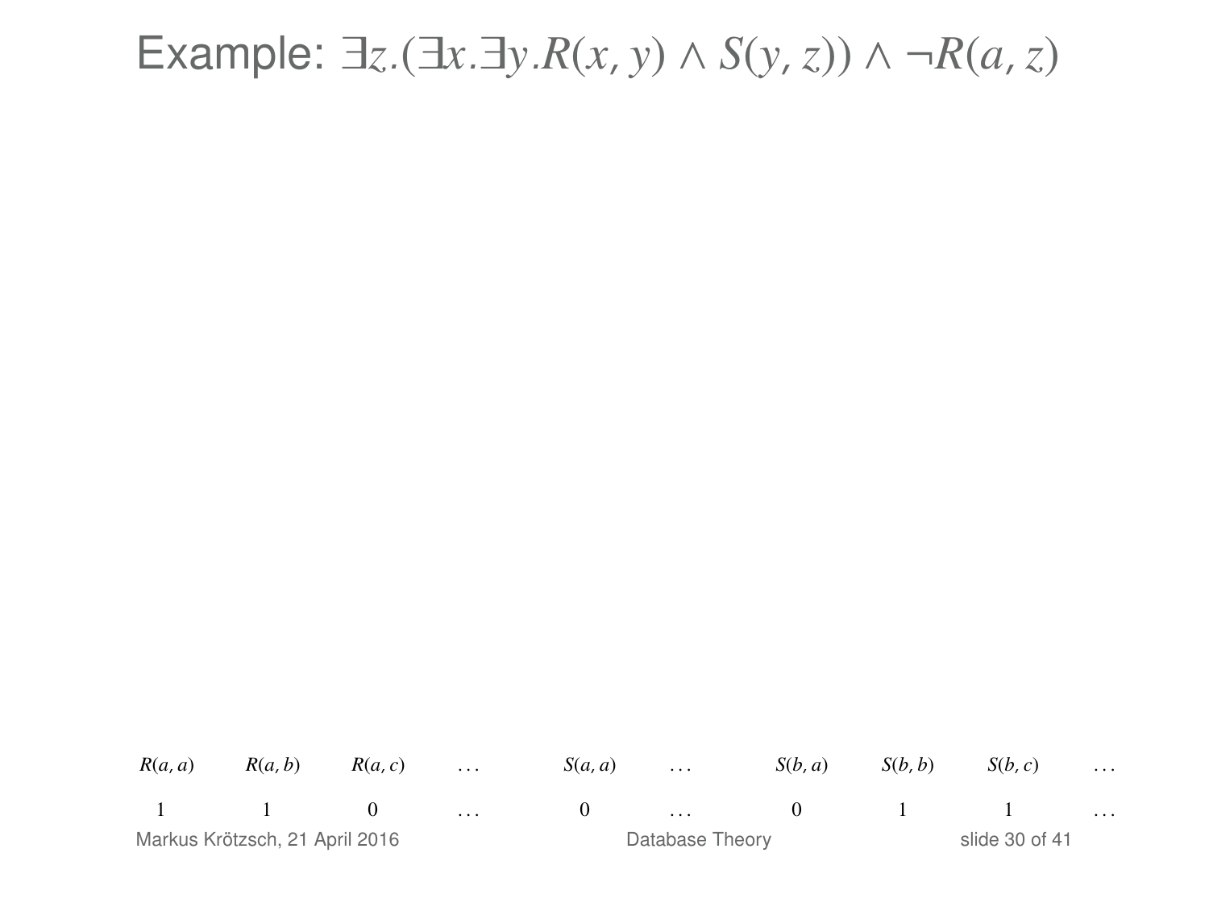# Example: $\exists z.(\exists x.\exists y.R(x, y) \wedge S(y, z)) \wedge \neg R(a, z)$

| $R(a, a)$ | $R(a, b)$ | $R(a, c)$ | $\ldots$ | $S(a, a)$ | $\ldots$ | $S(b, a)$ | $S(b, b)$ | $S(b, c)$ | $\ldots$ |
|---|---|---|---|---|---|---|---|---|---|
| 1 | 1 | 0 | $\ldots$ | 0 | $\ldots$ | 0 | 1 | 1 | $\ldots$ |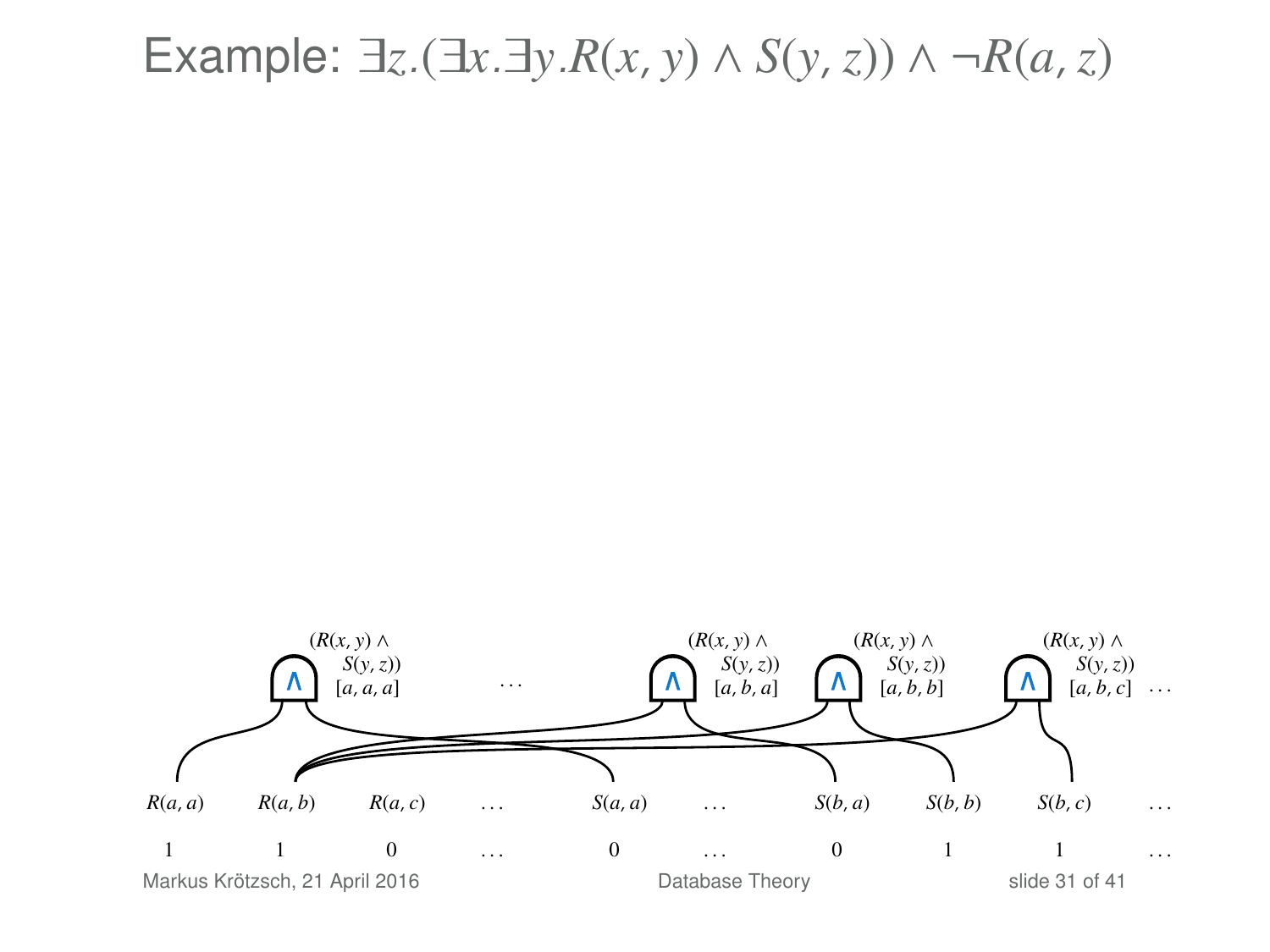# Example: $\exists z.(\exists x.\exists y.R(x, y) \land S(y, z)) \land \neg R(a, z)$

$(R(x, y) \land S(y, z))$ $[a, a, a]$ … $(R(x, y) \land S(y, z))$ $[a, b, a]$ $(R(x, y) \land S(y, z))$ $[a, b, b]$ $(R(x, y) \land S(y, z))$ $[a, b, c]$ …

| $R(a, a)$ | $R(a, b)$ | $R(a, c)$ | … | $S(a, a)$ | … | $S(b, a)$ | $S(b, b)$ | $S(b, c)$ | … |
|---|---|---|---|---|---|---|---|---|---|
| 1 | 1 | 0 | … | 0 | … | 0 | 1 | 1 | … |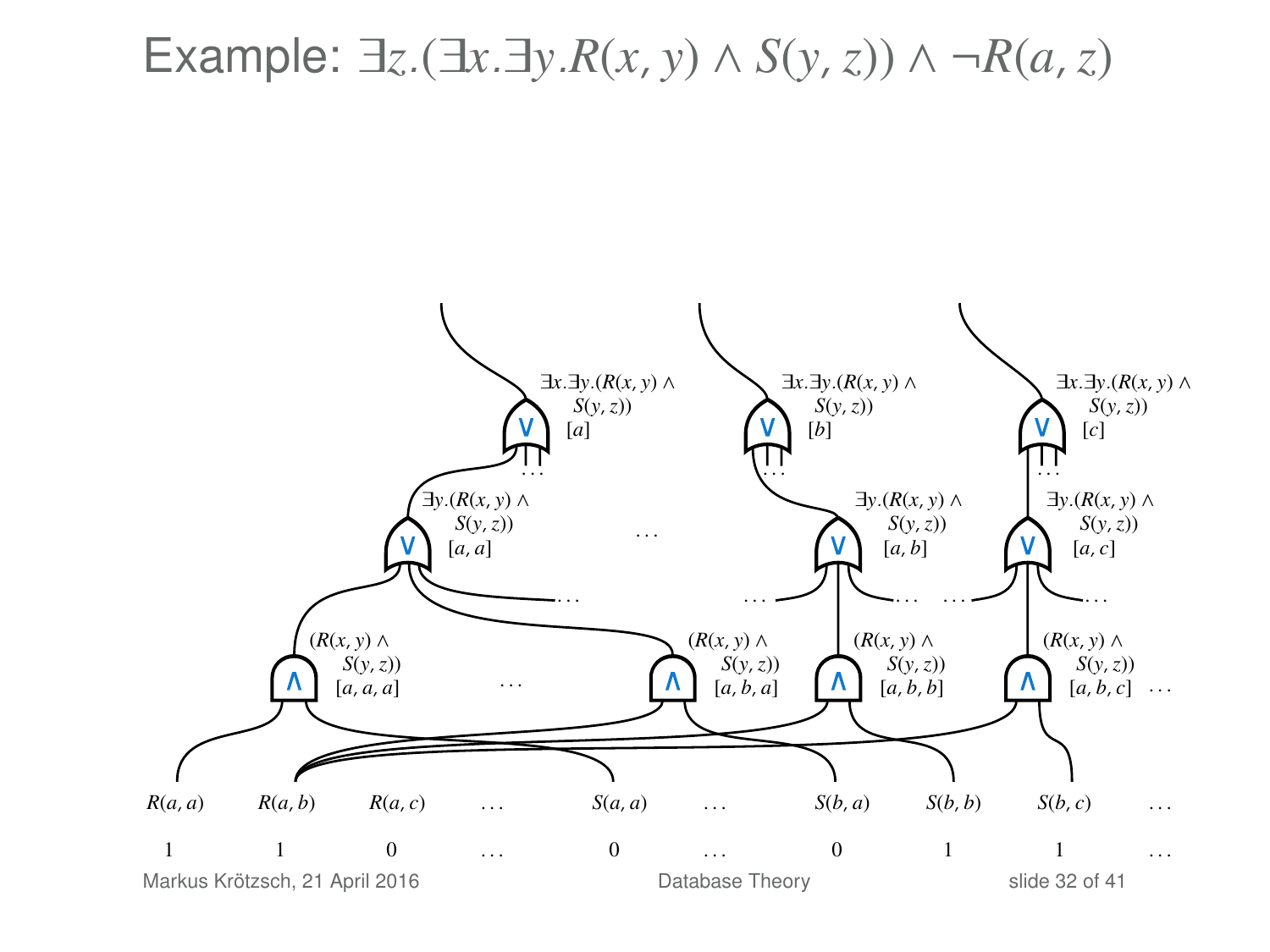# Example: $\exists z.(\exists x.\exists y.R(x,y) \wedge S(y,z)) \wedge \neg R(a,z)$

$\exists x.\exists y.(R(x,y) \wedge S(y,z))$ $[a]$ | $\exists x.\exists y.(R(x,y) \wedge S(y,z))$ $[b]$ | $\exists x.\exists y.(R(x,y) \wedge S(y,z))$ $[c]$

$\exists y.(R(x,y) \wedge S(y,z))$ $[a,a]$ … $\exists y.(R(x,y) \wedge S(y,z))$ $[a,b]$ | $\exists y.(R(x,y) \wedge S(y,z))$ $[a,c]$

$(R(x,y) \wedge S(y,z))$ $[a,a,a]$ … $(R(x,y) \wedge S(y,z))$ $[a,b,a]$ | $(R(x,y) \wedge S(y,z))$ $[a,b,b]$ | $(R(x,y) \wedge S(y,z))$ $[a,b,c]$ …

| $R(a,a)$ | $R(a,b)$ | $R(a,c)$ | … | $S(a,a)$ | … | $S(b,a)$ | $S(b,b)$ | $S(b,c)$ | … |
|---|---|---|---|---|---|---|---|---|---|
| 1 | 1 | 0 | … | 0 | … | 0 | 1 | 1 | … |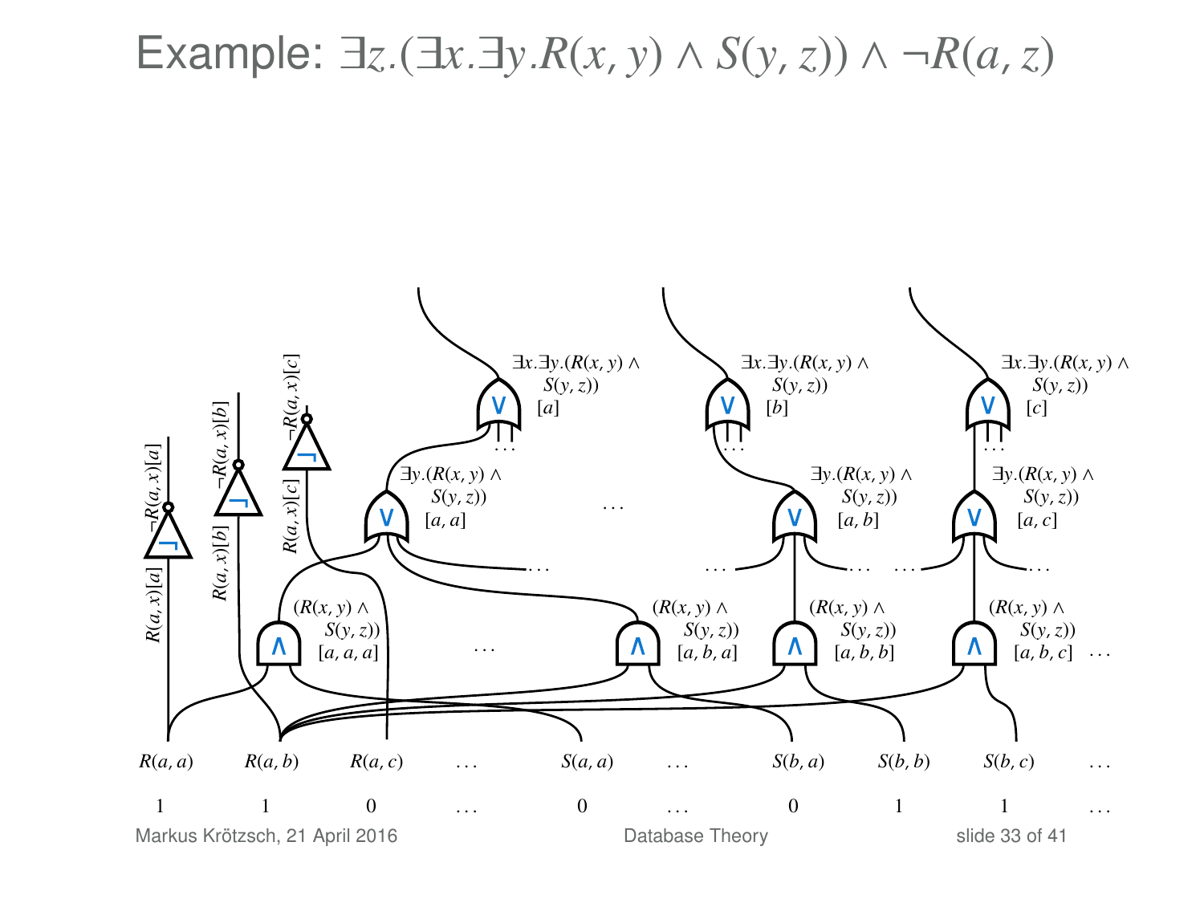# Example: $\exists z.(\exists x.\exists y.R(x,y) \wedge S(y,z)) \wedge \neg R(a,z)$

| $R(a,a)$ | $R(a,b)$ | $R(a,c)$ | … | $S(a,a)$ | … | $S(b,a)$ | $S(b,b)$ | $S(b,c)$ | … |
|---|---|---|---|---|---|---|---|---|---|
| 1 | 1 | 0 | … | 0 | … | 0 | 1 | 1 | … |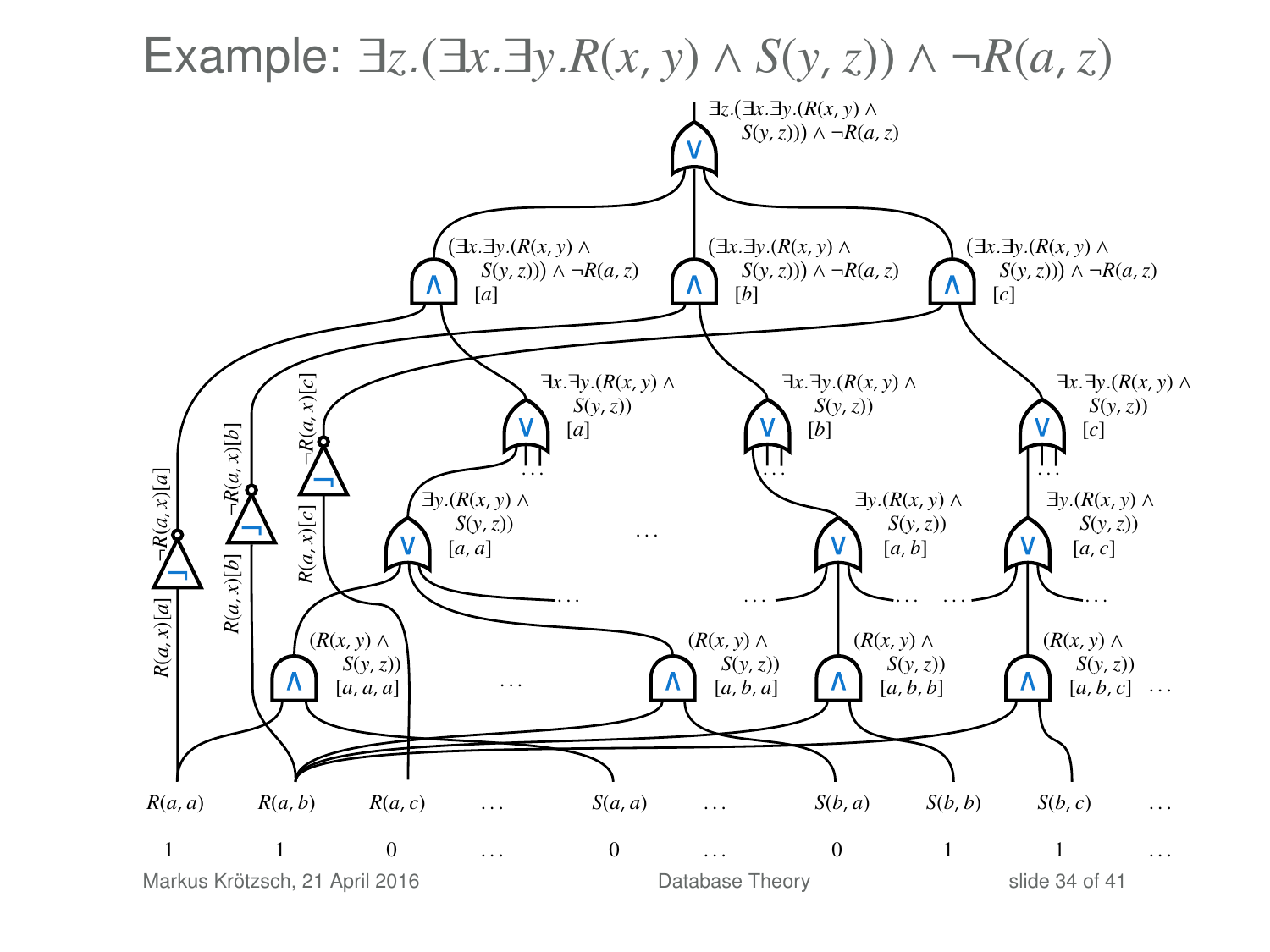# Example: $\exists z.(\exists x.\exists y.R(x,y) \wedge S(y,z)) \wedge \neg R(a,z)$

Circuit (top to bottom):

- $\vee$: $\exists z.(\exists x.\exists y.(R(x,y) \wedge S(y,z))) \wedge \neg R(a,z)$
- $\wedge$: $(\exists x.\exists y.(R(x,y) \wedge S(y,z))) \wedge \neg R(a,z)$ $[a]$
- $\wedge$: $(\exists x.\exists y.(R(x,y) \wedge S(y,z))) \wedge \neg R(a,z)$ $[b]$
- $\wedge$: $(\exists x.\exists y.(R(x,y) \wedge S(y,z))) \wedge \neg R(a,z)$ $[c]$
- $\vee$: $\exists x.\exists y.(R(x,y) \wedge S(y,z))$ $[a]$ …
- $\vee$: $\exists x.\exists y.(R(x,y) \wedge S(y,z))$ $[b]$ …
- $\vee$: $\exists x.\exists y.(R(x,y) \wedge S(y,z))$ $[c]$ …
- $\neg$: $\neg R(a,x)[a]$ (input $R(a,x)[a]$)
- $\neg$: $\neg R(a,x)[b]$ (input $R(a,x)[b]$)
- $\neg$: $\neg R(a,x)[c]$ (input $R(a,x)[c]$)
- $\vee$: $\exists y.(R(x,y) \wedge S(y,z))$ $[a,a]$ … $\vee$: $\exists y.(R(x,y) \wedge S(y,z))$ $[a,b]$ … $\vee$: $\exists y.(R(x,y) \wedge S(y,z))$ $[a,c]$ …
- $\wedge$: $(R(x,y) \wedge S(y,z))$ $[a,a,a]$ … $\wedge$: $(R(x,y) \wedge S(y,z))$ $[a,b,a]$; $\wedge$: $(R(x,y) \wedge S(y,z))$ $[a,b,b]$; $\wedge$: $(R(x,y) \wedge S(y,z))$ $[a,b,c]$ …

| $R(a,a)$ | $R(a,b)$ | $R(a,c)$ | … | $S(a,a)$ | … | $S(b,a)$ | $S(b,b)$ | $S(b,c)$ | … |
|---|---|---|---|---|---|---|---|---|---|
| 1 | 1 | 0 | … | 0 | … | 0 | 1 | 1 | … |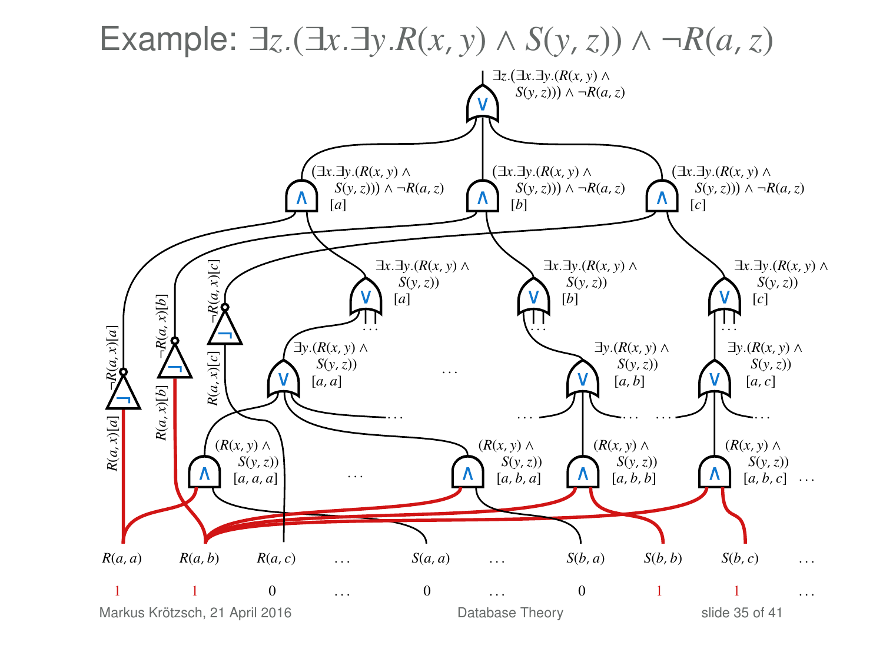# Example: $\exists z.(\exists x.\exists y.R(x,y) \wedge S(y,z)) \wedge \neg R(a,z)$

$\exists z.(\exists x.\exists y.(R(x,y) \wedge S(y,z))) \wedge \neg R(a,z)$

$(\exists x.\exists y.(R(x,y) \wedge S(y,z))) \wedge \neg R(a,z)$ $[a]$

$(\exists x.\exists y.(R(x,y) \wedge S(y,z))) \wedge \neg R(a,z)$ $[b]$

$(\exists x.\exists y.(R(x,y) \wedge S(y,z))) \wedge \neg R(a,z)$ $[c]$

$\exists x.\exists y.(R(x,y) \wedge S(y,z))$ $[a]$

$\exists x.\exists y.(R(x,y) \wedge S(y,z))$ $[b]$

$\exists x.\exists y.(R(x,y) \wedge S(y,z))$ $[c]$

$\exists y.(R(x,y) \wedge S(y,z))$ $[a,a]$

$\exists y.(R(x,y) \wedge S(y,z))$ $[a,b]$

$\exists y.(R(x,y) \wedge S(y,z))$ $[a,c]$

$(R(x,y) \wedge S(y,z))$ $[a,a,a]$

$(R(x,y) \wedge S(y,z))$ $[a,b,a]$

$(R(x,y) \wedge S(y,z))$ $[a,b,b]$

$(R(x,y) \wedge S(y,z))$ $[a,b,c]$

$\neg R(a,x)[a]$, $\neg R(a,x)[b]$, $\neg R(a,x)[c]$

$R(a,x)[a]$, $R(a,x)[b]$, $R(a,x)[c]$

| $R(a,a)$ | $R(a,b)$ | $R(a,c)$ | … | $S(a,a)$ | … | $S(b,a)$ | $S(b,b)$ | $S(b,c)$ | … |
|---|---|---|---|---|---|---|---|---|---|
| 1 | 1 | 0 | … | 0 | … | 0 | 1 | 1 | … |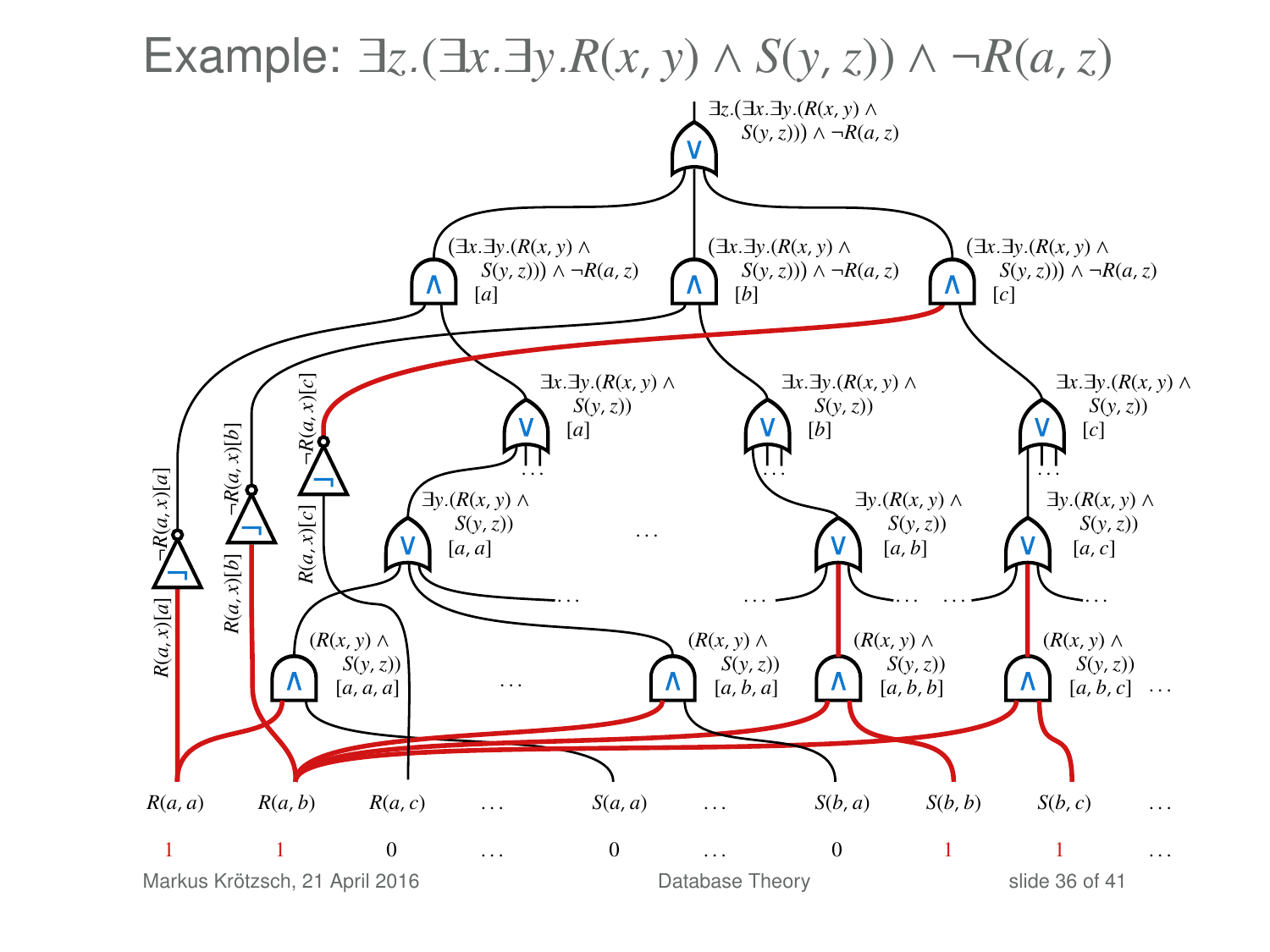# Example: $\exists z.(\exists x.\exists y.R(x,y) \wedge S(y,z)) \wedge \neg R(a,z)$

$\exists z.(\exists x.\exists y.(R(x,y) \wedge S(y,z))) \wedge \neg R(a,z)$

$(\exists x.\exists y.(R(x,y) \wedge S(y,z))) \wedge \neg R(a,z)\ [a]$

$(\exists x.\exists y.(R(x,y) \wedge S(y,z))) \wedge \neg R(a,z)\ [b]$

$(\exists x.\exists y.(R(x,y) \wedge S(y,z))) \wedge \neg R(a,z)\ [c]$

$\exists x.\exists y.(R(x,y) \wedge S(y,z))\ [a]$

$\exists x.\exists y.(R(x,y) \wedge S(y,z))\ [b]$

$\exists x.\exists y.(R(x,y) \wedge S(y,z))\ [c]$

$\neg R(a,x)[a]$ &nbsp; $\neg R(a,x)[b]$ &nbsp; $\neg R(a,x)[c]$

$\exists y.(R(x,y) \wedge S(y,z))\ [a,a]$ &nbsp; … &nbsp; $\exists y.(R(x,y) \wedge S(y,z))\ [a,b]$ &nbsp; $\exists y.(R(x,y) \wedge S(y,z))\ [a,c]$

$R(a,x)[a]$ &nbsp; $R(a,x)[b]$ &nbsp; $R(a,x)[c]$

$(R(x,y) \wedge S(y,z))\ [a,a,a]$ &nbsp; … &nbsp; $(R(x,y) \wedge S(y,z))\ [a,b,a]$ &nbsp; $(R(x,y) \wedge S(y,z))\ [a,b,b]$ &nbsp; $(R(x,y) \wedge S(y,z))\ [a,b,c]$ &nbsp; …

| $R(a,a)$ | $R(a,b)$ | $R(a,c)$ | … | $S(a,a)$ | … | $S(b,a)$ | $S(b,b)$ | $S(b,c)$ | … |
|---|---|---|---|---|---|---|---|---|---|
| 1 | 1 | 0 | … | 0 | … | 0 | 1 | 1 | … |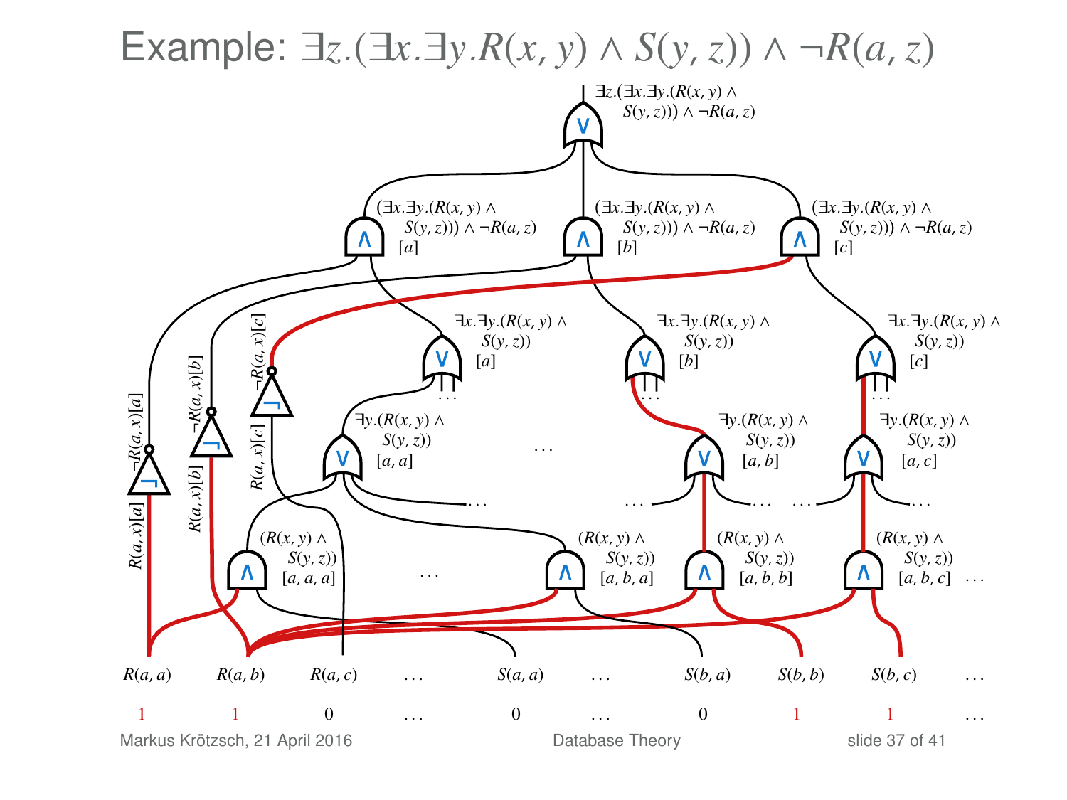# Example: $\exists z.(\exists x.\exists y.R(x, y) \land S(y, z)) \land \neg R(a, z)$

$\exists z.(\exists x.\exists y.(R(x, y) \land S(y, z))) \land \neg R(a, z)$

$(\exists x.\exists y.(R(x, y) \land S(y, z))) \land \neg R(a, z)$ $[a]$

$(\exists x.\exists y.(R(x, y) \land S(y, z))) \land \neg R(a, z)$ $[b]$

$(\exists x.\exists y.(R(x, y) \land S(y, z))) \land \neg R(a, z)$ $[c]$

$\exists x.\exists y.(R(x, y) \land S(y, z))$ $[a]$

$\exists x.\exists y.(R(x, y) \land S(y, z))$ $[b]$

$\exists x.\exists y.(R(x, y) \land S(y, z))$ $[c]$

$\exists y.(R(x, y) \land S(y, z))$ $[a, a]$

$\exists y.(R(x, y) \land S(y, z))$ $[a, b]$

$\exists y.(R(x, y) \land S(y, z))$ $[a, c]$

$(R(x, y) \land S(y, z))$ $[a, a, a]$

$(R(x, y) \land S(y, z))$ $[a, b, a]$

$(R(x, y) \land S(y, z))$ $[a, b, b]$

$(R(x, y) \land S(y, z))$ $[a, b, c]$

$\neg R(a, x)[a]$, $\neg R(a, x)[b]$, $\neg R(a, x)[c]$

$R(a, x)[a]$, $R(a, x)[b]$, $R(a, x)[c]$

| $R(a, a)$ | $R(a, b)$ | $R(a, c)$ | … | $S(a, a)$ | … | $S(b, a)$ | $S(b, b)$ | $S(b, c)$ | … |
|---|---|---|---|---|---|---|---|---|---|
| 1 | 1 | 0 | … | 0 | … | 0 | 1 | 1 | … |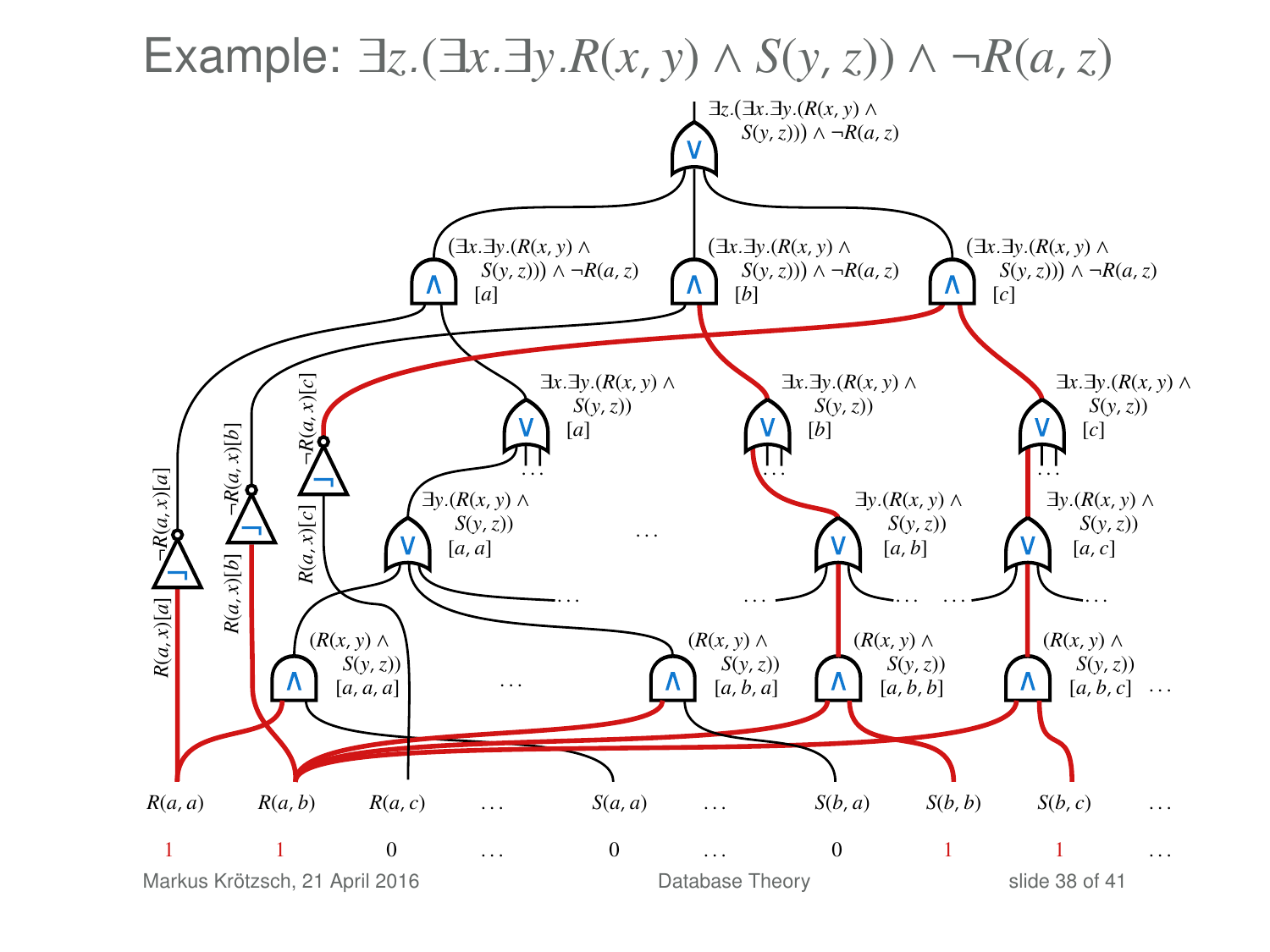# Example: $\exists z.(\exists x.\exists y.R(x,y) \wedge S(y,z)) \wedge \neg R(a,z)$

$\exists z.(\exists x.\exists y.(R(x,y) \wedge S(y,z))) \wedge \neg R(a,z)$

$(\exists x.\exists y.(R(x,y) \wedge S(y,z))) \wedge \neg R(a,z)$ $[a]$

$(\exists x.\exists y.(R(x,y) \wedge S(y,z))) \wedge \neg R(a,z)$ $[b]$

$(\exists x.\exists y.(R(x,y) \wedge S(y,z))) \wedge \neg R(a,z)$ $[c]$

$\exists x.\exists y.(R(x,y) \wedge S(y,z))$ $[a]$

$\exists x.\exists y.(R(x,y) \wedge S(y,z))$ $[b]$

$\exists x.\exists y.(R(x,y) \wedge S(y,z))$ $[c]$

$\neg R(a,x)[a]$, $\neg R(a,x)[b]$, $\neg R(a,x)[c]$

$R(a,x)[a]$, $R(a,x)[b]$, $R(a,x)[c]$

$\exists y.(R(x,y) \wedge S(y,z))$ $[a,a]$ … $\exists y.(R(x,y) \wedge S(y,z))$ $[a,b]$ … $\exists y.(R(x,y) \wedge S(y,z))$ $[a,c]$

$(R(x,y) \wedge S(y,z))$ $[a,a,a]$ … $(R(x,y) \wedge S(y,z))$ $[a,b,a]$, $(R(x,y) \wedge S(y,z))$ $[a,b,b]$, $(R(x,y) \wedge S(y,z))$ $[a,b,c]$ …

| $R(a,a)$ | $R(a,b)$ | $R(a,c)$ | … | $S(a,a)$ | … | $S(b,a)$ | $S(b,b)$ | $S(b,c)$ | … |
|---|---|---|---|---|---|---|---|---|---|
| 1 | 1 | 0 | … | 0 | … | 0 | 1 | 1 | … |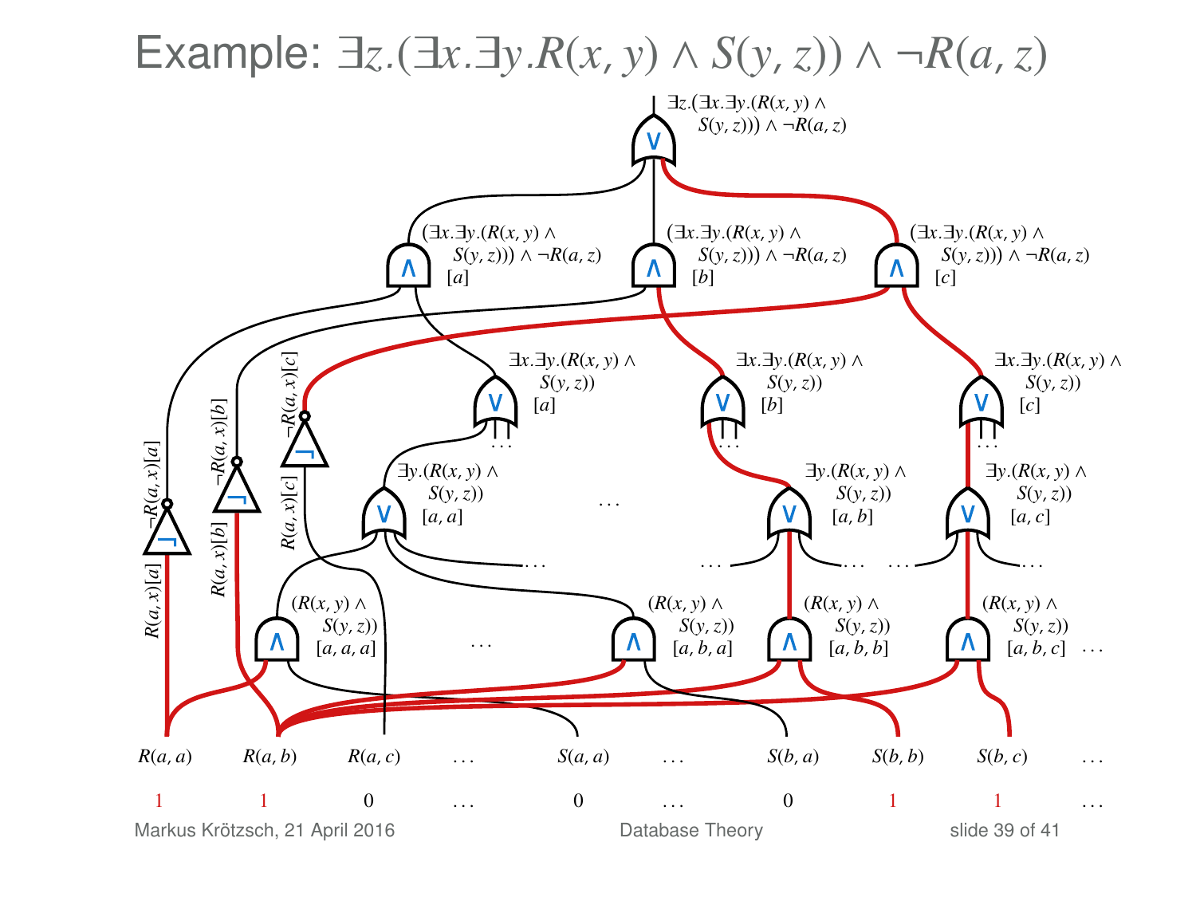# Example: $\exists z.(\exists x.\exists y.R(x,y) \wedge S(y,z)) \wedge \neg R(a,z)$

$\exists z.(\exists x.\exists y.(R(x,y) \wedge S(y,z))) \wedge \neg R(a,z)$

$(\exists x.\exists y.(R(x,y) \wedge S(y,z))) \wedge \neg R(a,z)$ $[a]$

$(\exists x.\exists y.(R(x,y) \wedge S(y,z))) \wedge \neg R(a,z)$ $[b]$

$(\exists x.\exists y.(R(x,y) \wedge S(y,z))) \wedge \neg R(a,z)$ $[c]$

$\exists x.\exists y.(R(x,y) \wedge S(y,z))$ $[a]$

$\exists x.\exists y.(R(x,y) \wedge S(y,z))$ $[b]$

$\exists x.\exists y.(R(x,y) \wedge S(y,z))$ $[c]$

$\neg R(a,x)[a]$, $\neg R(a,x)[b]$, $\neg R(a,x)[c]$

$R(a,x)[a]$, $R(a,x)[b]$, $R(a,x)[c]$

$\exists y.(R(x,y) \wedge S(y,z))$ $[a,a]$ … $\exists y.(R(x,y) \wedge S(y,z))$ $[a,b]$, $\exists y.(R(x,y) \wedge S(y,z))$ $[a,c]$

$(R(x,y) \wedge S(y,z))$ $[a,a,a]$ … $(R(x,y) \wedge S(y,z))$ $[a,b,a]$, $(R(x,y) \wedge S(y,z))$ $[a,b,b]$, $(R(x,y) \wedge S(y,z))$ $[a,b,c]$ …

| $R(a,a)$ | $R(a,b)$ | $R(a,c)$ | … | $S(a,a)$ | … | $S(b,a)$ | $S(b,b)$ | $S(b,c)$ | … |
|---|---|---|---|---|---|---|---|---|---|
| 1 | 1 | 0 | … | 0 | … | 0 | 1 | 1 | … |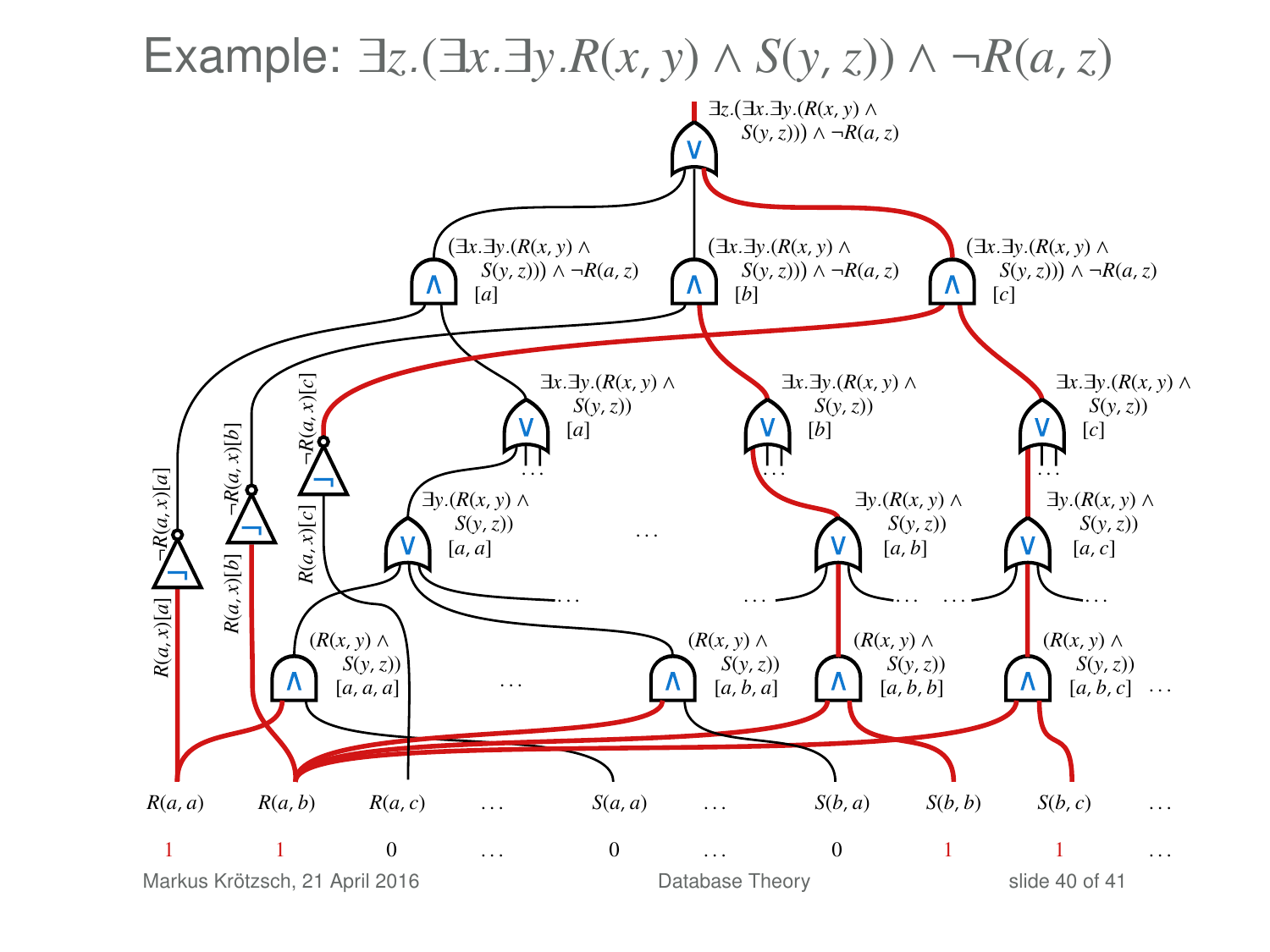# Example: $\exists z.(\exists x.\exists y.R(x,y) \wedge S(y,z)) \wedge \neg R(a,z)$

$\exists z.(\exists x.\exists y.(R(x,y) \wedge S(y,z))) \wedge \neg R(a,z)$

$(\exists x.\exists y.(R(x,y) \wedge S(y,z))) \wedge \neg R(a,z)$ $[a]$

$(\exists x.\exists y.(R(x,y) \wedge S(y,z))) \wedge \neg R(a,z)$ $[b]$

$(\exists x.\exists y.(R(x,y) \wedge S(y,z))) \wedge \neg R(a,z)$ $[c]$

$\exists x.\exists y.(R(x,y) \wedge S(y,z))$ $[a]$

$\exists x.\exists y.(R(x,y) \wedge S(y,z))$ $[b]$

$\exists x.\exists y.(R(x,y) \wedge S(y,z))$ $[c]$

$\exists y.(R(x,y) \wedge S(y,z))$ $[a,a]$

$\exists y.(R(x,y) \wedge S(y,z))$ $[a,b]$

$\exists y.(R(x,y) \wedge S(y,z))$ $[a,c]$

$(R(x,y) \wedge S(y,z))$ $[a,a,a]$

$(R(x,y) \wedge S(y,z))$ $[a,b,a]$

$(R(x,y) \wedge S(y,z))$ $[a,b,b]$

$(R(x,y) \wedge S(y,z))$ $[a,b,c]$ …

$\neg R(a,x)[a]$, $\neg R(a,x)[b]$, $\neg R(a,x)[c]$

$R(a,x)[a]$, $R(a,x)[b]$, $R(a,x)[c]$

| $R(a,a)$ | $R(a,b)$ | $R(a,c)$ | … | $S(a,a)$ | … | $S(b,a)$ | $S(b,b)$ | $S(b,c)$ | … |
|---|---|---|---|---|---|---|---|---|---|
| 1 | 1 | 0 | … | 0 | … | 0 | 1 | 1 | … |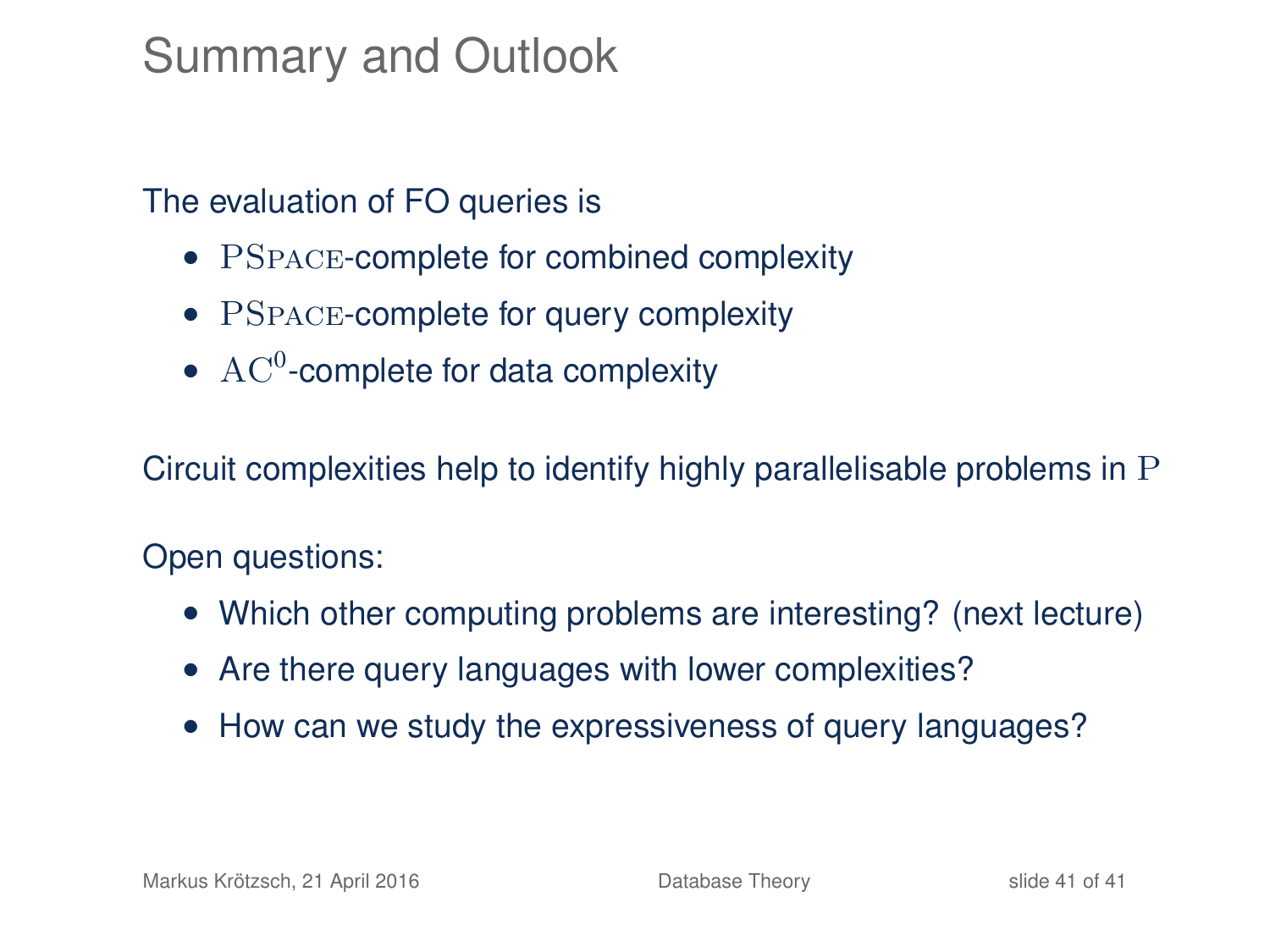# Summary and Outlook

The evaluation of FO queries is

- PSpace-complete for combined complexity
- PSpace-complete for query complexity
- $\mathrm{AC}^0$-complete for data complexity

Circuit complexities help to identify highly parallelisable problems in P

Open questions:

- Which other computing problems are interesting? (next lecture)
- Are there query languages with lower complexities?
- How can we study the expressiveness of query languages?